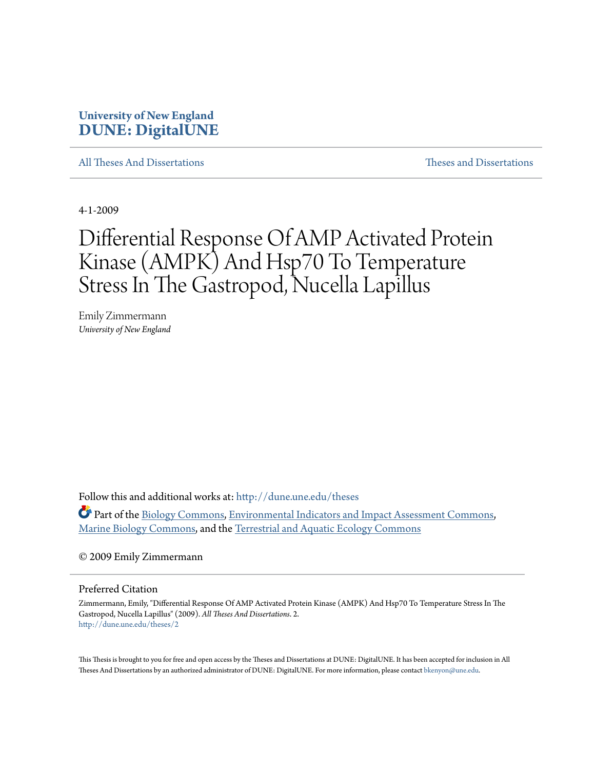University of New England
**DUNE: DigitalUNE**

All Theses And Dissertations | Theses and Dissertations

4-1-2009

# Differential Response Of AMP Activated Protein Kinase (AMPK) And Hsp70 To Temperature Stress In The Gastropod, Nucella Lapillus

Emily Zimmermann
*University of New England*

Follow this and additional works at: http://dune.une.edu/theses

Part of the Biology Commons, Environmental Indicators and Impact Assessment Commons, Marine Biology Commons, and the Terrestrial and Aquatic Ecology Commons

© 2009 Emily Zimmermann

## Preferred Citation

Zimmermann, Emily, "Differential Response Of AMP Activated Protein Kinase (AMPK) And Hsp70 To Temperature Stress In The Gastropod, Nucella Lapillus" (2009). *All Theses And Dissertations*. 2.
http://dune.une.edu/theses/2

This Thesis is brought to you for free and open access by the Theses and Dissertations at DUNE: DigitalUNE. It has been accepted for inclusion in All Theses And Dissertations by an authorized administrator of DUNE: DigitalUNE. For more information, please contact bkenyon@une.edu.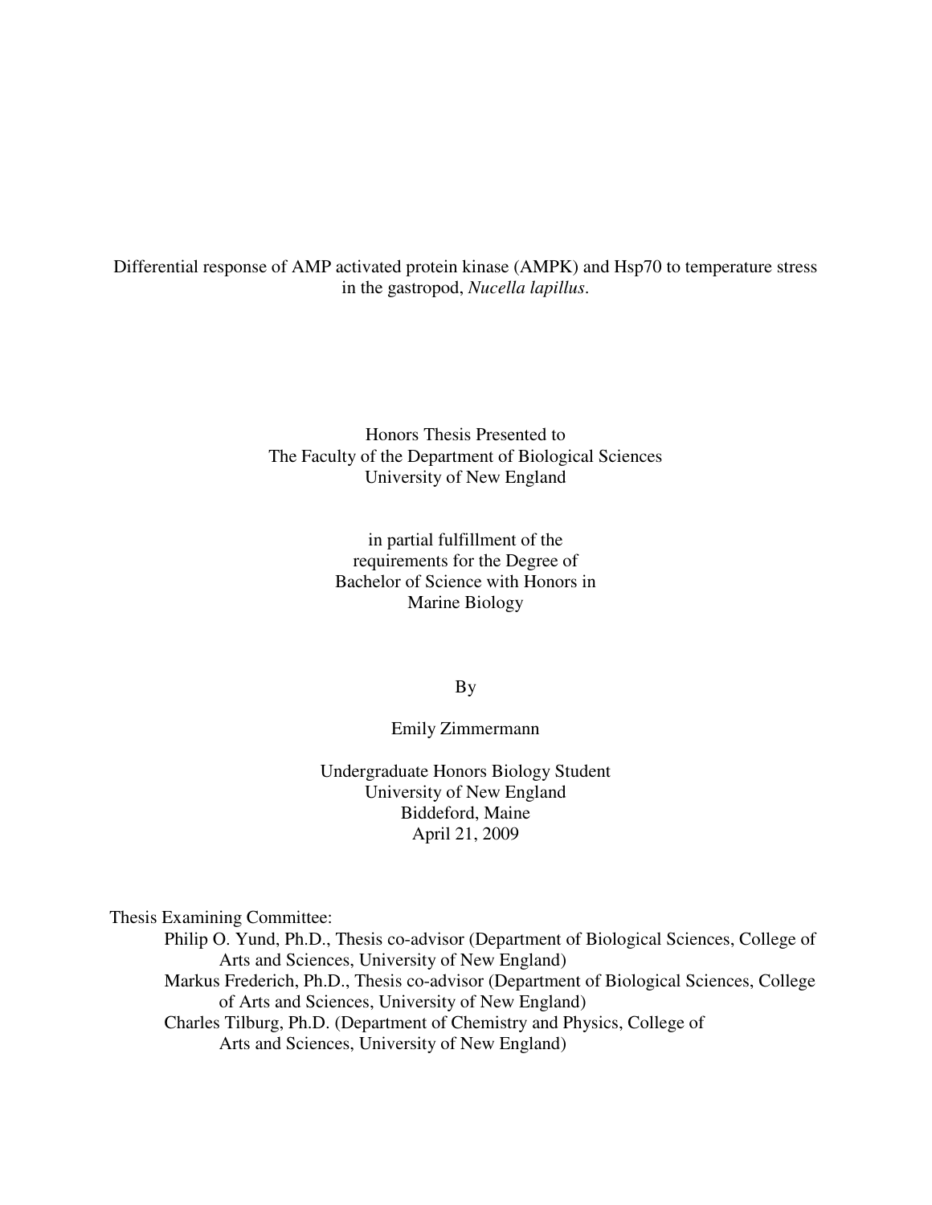Differential response of AMP activated protein kinase (AMPK) and Hsp70 to temperature stress in the gastropod, *Nucella lapillus*.

Honors Thesis Presented to
The Faculty of the Department of Biological Sciences
University of New England

in partial fulfillment of the
requirements for the Degree of
Bachelor of Science with Honors in
Marine Biology

By

Emily Zimmermann

Undergraduate Honors Biology Student
University of New England
Biddeford, Maine
April 21, 2009

Thesis Examining Committee:

Philip O. Yund, Ph.D., Thesis co-advisor (Department of Biological Sciences, College of Arts and Sciences, University of New England)

Markus Frederich, Ph.D., Thesis co-advisor (Department of Biological Sciences, College of Arts and Sciences, University of New England)

Charles Tilburg, Ph.D. (Department of Chemistry and Physics, College of Arts and Sciences, University of New England)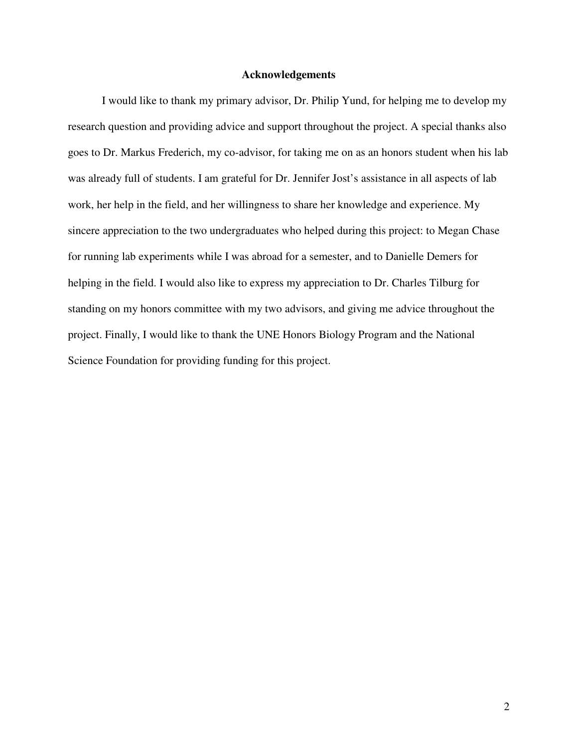## Acknowledgements

I would like to thank my primary advisor, Dr. Philip Yund, for helping me to develop my research question and providing advice and support throughout the project. A special thanks also goes to Dr. Markus Frederich, my co-advisor, for taking me on as an honors student when his lab was already full of students. I am grateful for Dr. Jennifer Jost's assistance in all aspects of lab work, her help in the field, and her willingness to share her knowledge and experience. My sincere appreciation to the two undergraduates who helped during this project: to Megan Chase for running lab experiments while I was abroad for a semester, and to Danielle Demers for helping in the field. I would also like to express my appreciation to Dr. Charles Tilburg for standing on my honors committee with my two advisors, and giving me advice throughout the project. Finally, I would like to thank the UNE Honors Biology Program and the National Science Foundation for providing funding for this project.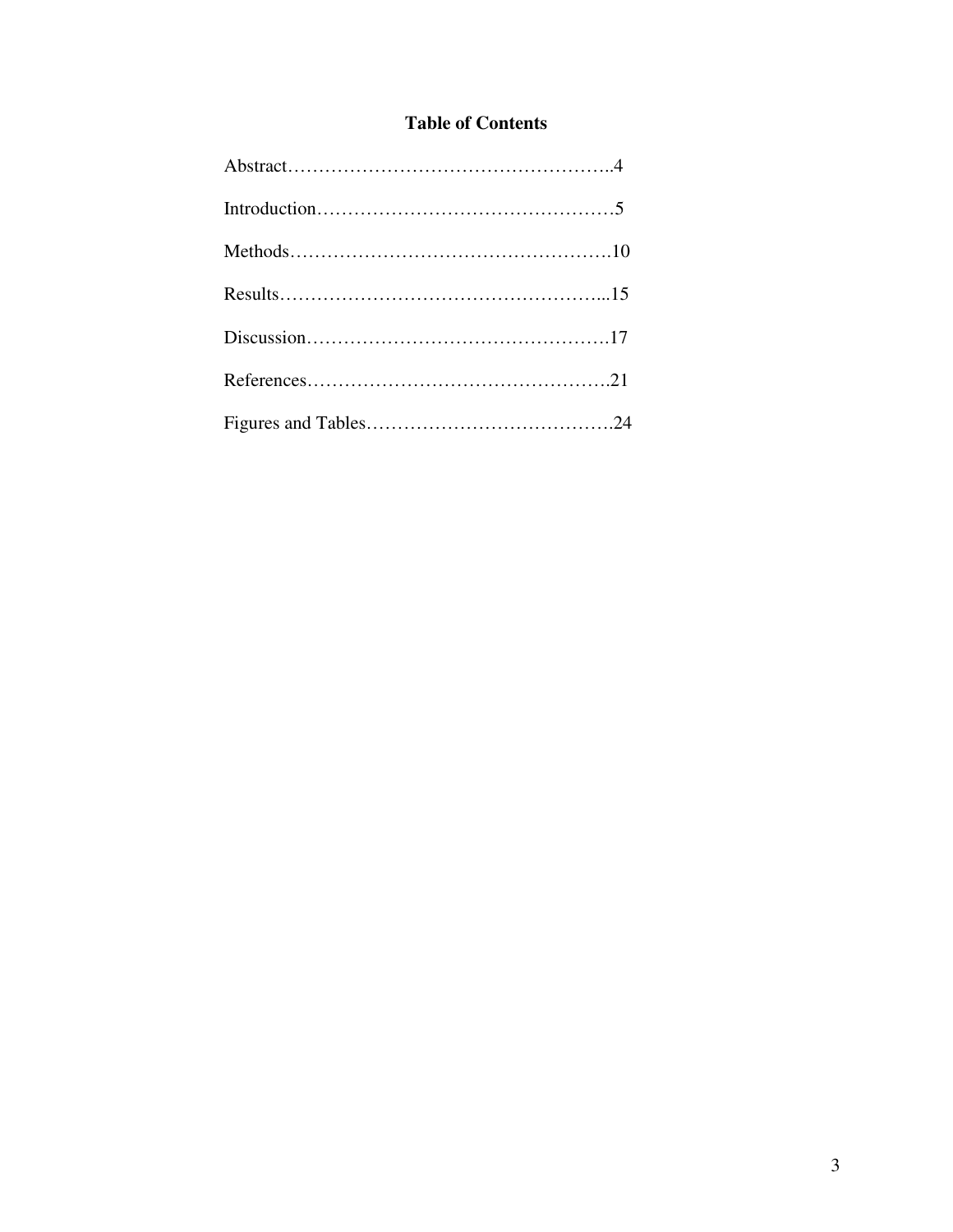# Table of Contents

Abstract……………………………………………..4

Introduction…………………………………………5

Methods…………………………………………….10

Results……………………………………………...15

Discussion………………………………………….17

References………………………………………….21

Figures and Tables………………………………….24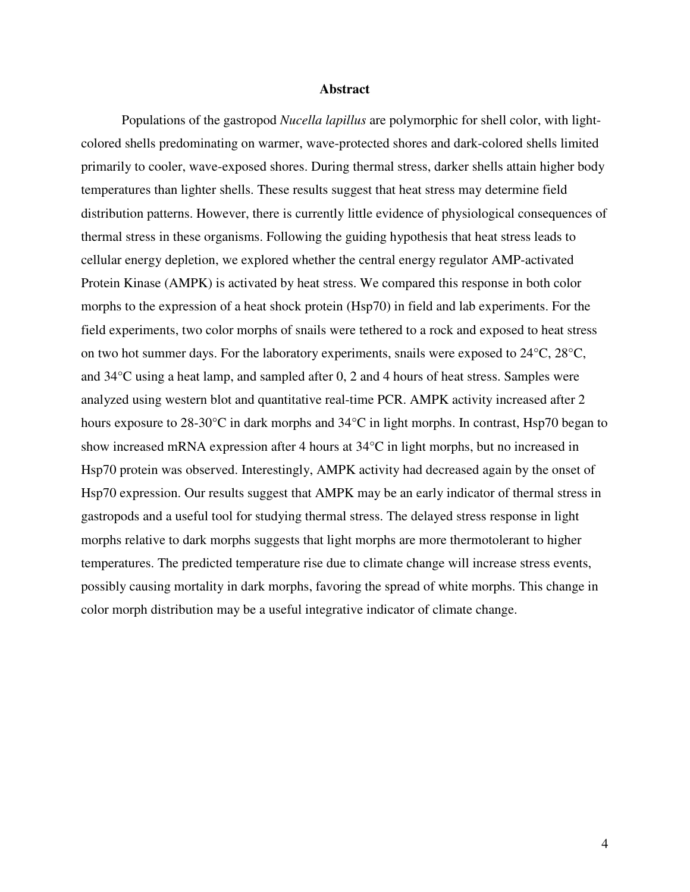# Abstract

Populations of the gastropod *Nucella lapillus* are polymorphic for shell color, with light-colored shells predominating on warmer, wave-protected shores and dark-colored shells limited primarily to cooler, wave-exposed shores. During thermal stress, darker shells attain higher body temperatures than lighter shells. These results suggest that heat stress may determine field distribution patterns. However, there is currently little evidence of physiological consequences of thermal stress in these organisms. Following the guiding hypothesis that heat stress leads to cellular energy depletion, we explored whether the central energy regulator AMP-activated Protein Kinase (AMPK) is activated by heat stress. We compared this response in both color morphs to the expression of a heat shock protein (Hsp70) in field and lab experiments. For the field experiments, two color morphs of snails were tethered to a rock and exposed to heat stress on two hot summer days. For the laboratory experiments, snails were exposed to 24°C, 28°C, and 34°C using a heat lamp, and sampled after 0, 2 and 4 hours of heat stress. Samples were analyzed using western blot and quantitative real-time PCR. AMPK activity increased after 2 hours exposure to 28-30°C in dark morphs and 34°C in light morphs. In contrast, Hsp70 began to show increased mRNA expression after 4 hours at 34°C in light morphs, but no increased in Hsp70 protein was observed. Interestingly, AMPK activity had decreased again by the onset of Hsp70 expression. Our results suggest that AMPK may be an early indicator of thermal stress in gastropods and a useful tool for studying thermal stress. The delayed stress response in light morphs relative to dark morphs suggests that light morphs are more thermotolerant to higher temperatures. The predicted temperature rise due to climate change will increase stress events, possibly causing mortality in dark morphs, favoring the spread of white morphs. This change in color morph distribution may be a useful integrative indicator of climate change.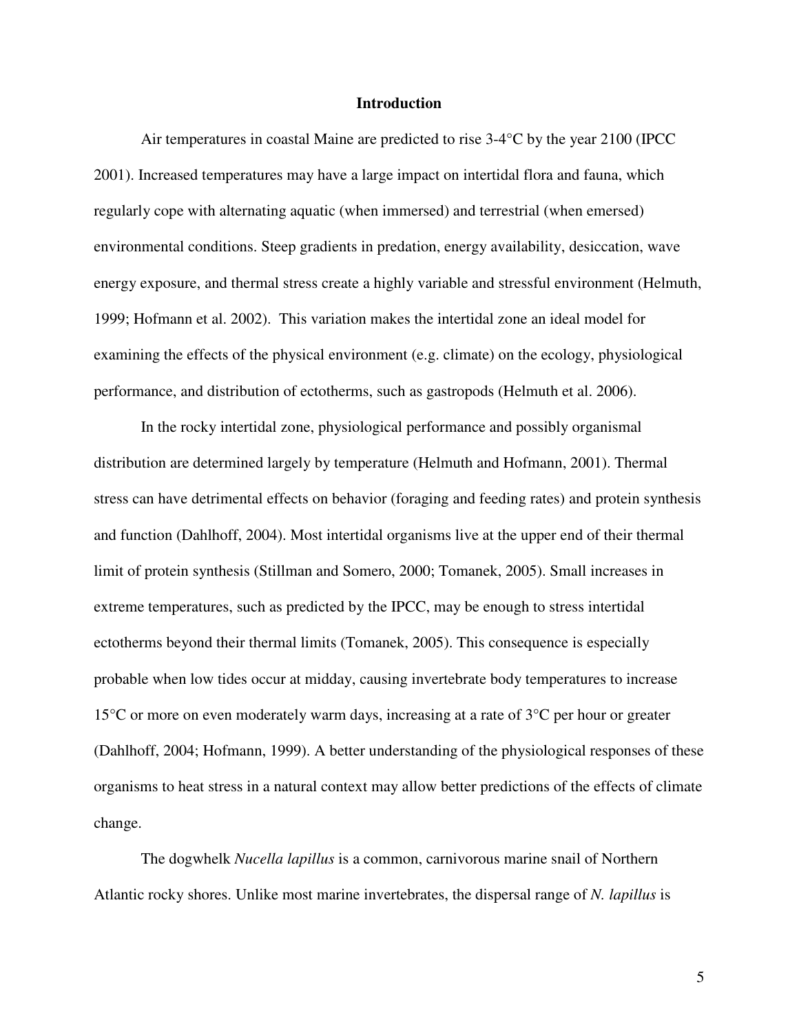## Introduction

Air temperatures in coastal Maine are predicted to rise 3-4°C by the year 2100 (IPCC 2001). Increased temperatures may have a large impact on intertidal flora and fauna, which regularly cope with alternating aquatic (when immersed) and terrestrial (when emersed) environmental conditions. Steep gradients in predation, energy availability, desiccation, wave energy exposure, and thermal stress create a highly variable and stressful environment (Helmuth, 1999; Hofmann et al. 2002). This variation makes the intertidal zone an ideal model for examining the effects of the physical environment (e.g. climate) on the ecology, physiological performance, and distribution of ectotherms, such as gastropods (Helmuth et al. 2006).

In the rocky intertidal zone, physiological performance and possibly organismal distribution are determined largely by temperature (Helmuth and Hofmann, 2001). Thermal stress can have detrimental effects on behavior (foraging and feeding rates) and protein synthesis and function (Dahlhoff, 2004). Most intertidal organisms live at the upper end of their thermal limit of protein synthesis (Stillman and Somero, 2000; Tomanek, 2005). Small increases in extreme temperatures, such as predicted by the IPCC, may be enough to stress intertidal ectotherms beyond their thermal limits (Tomanek, 2005). This consequence is especially probable when low tides occur at midday, causing invertebrate body temperatures to increase 15°C or more on even moderately warm days, increasing at a rate of 3°C per hour or greater (Dahlhoff, 2004; Hofmann, 1999). A better understanding of the physiological responses of these organisms to heat stress in a natural context may allow better predictions of the effects of climate change.

The dogwhelk *Nucella lapillus* is a common, carnivorous marine snail of Northern Atlantic rocky shores. Unlike most marine invertebrates, the dispersal range of *N. lapillus* is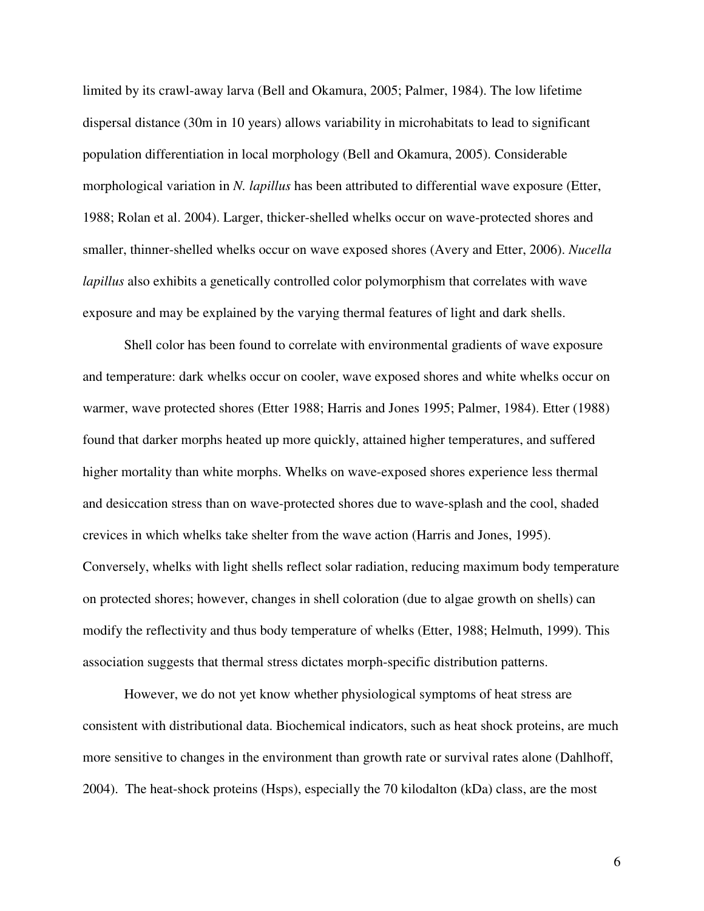limited by its crawl-away larva (Bell and Okamura, 2005; Palmer, 1984). The low lifetime dispersal distance (30m in 10 years) allows variability in microhabitats to lead to significant population differentiation in local morphology (Bell and Okamura, 2005). Considerable morphological variation in *N. lapillus* has been attributed to differential wave exposure (Etter, 1988; Rolan et al. 2004). Larger, thicker-shelled whelks occur on wave-protected shores and smaller, thinner-shelled whelks occur on wave exposed shores (Avery and Etter, 2006). *Nucella lapillus* also exhibits a genetically controlled color polymorphism that correlates with wave exposure and may be explained by the varying thermal features of light and dark shells.

Shell color has been found to correlate with environmental gradients of wave exposure and temperature: dark whelks occur on cooler, wave exposed shores and white whelks occur on warmer, wave protected shores (Etter 1988; Harris and Jones 1995; Palmer, 1984). Etter (1988) found that darker morphs heated up more quickly, attained higher temperatures, and suffered higher mortality than white morphs. Whelks on wave-exposed shores experience less thermal and desiccation stress than on wave-protected shores due to wave-splash and the cool, shaded crevices in which whelks take shelter from the wave action (Harris and Jones, 1995). Conversely, whelks with light shells reflect solar radiation, reducing maximum body temperature on protected shores; however, changes in shell coloration (due to algae growth on shells) can modify the reflectivity and thus body temperature of whelks (Etter, 1988; Helmuth, 1999). This association suggests that thermal stress dictates morph-specific distribution patterns.

However, we do not yet know whether physiological symptoms of heat stress are consistent with distributional data. Biochemical indicators, such as heat shock proteins, are much more sensitive to changes in the environment than growth rate or survival rates alone (Dahlhoff, 2004). The heat-shock proteins (Hsps), especially the 70 kilodalton (kDa) class, are the most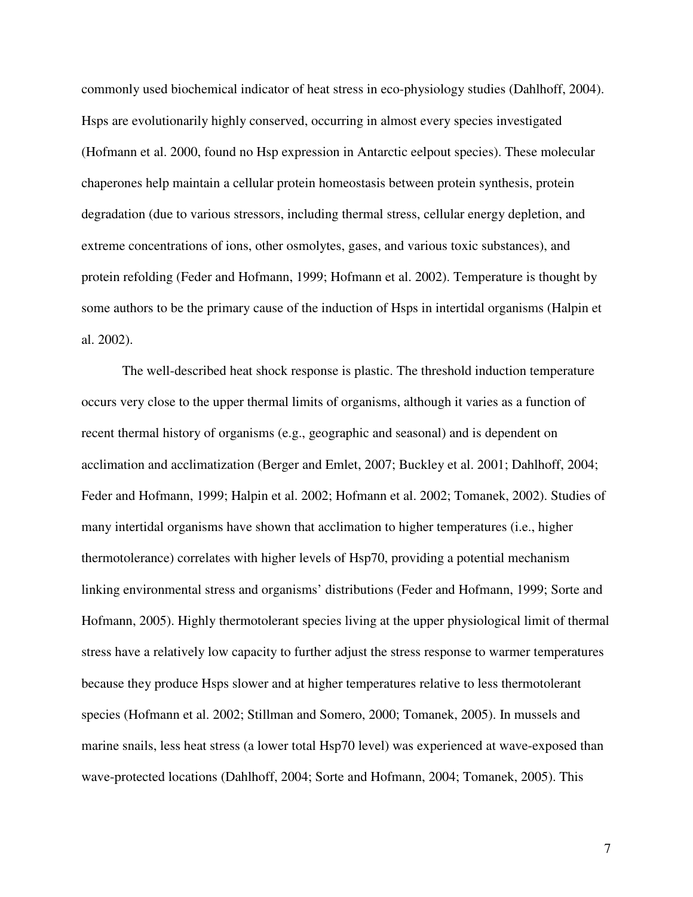commonly used biochemical indicator of heat stress in eco-physiology studies (Dahlhoff, 2004). Hsps are evolutionarily highly conserved, occurring in almost every species investigated (Hofmann et al. 2000, found no Hsp expression in Antarctic eelpout species). These molecular chaperones help maintain a cellular protein homeostasis between protein synthesis, protein degradation (due to various stressors, including thermal stress, cellular energy depletion, and extreme concentrations of ions, other osmolytes, gases, and various toxic substances), and protein refolding (Feder and Hofmann, 1999; Hofmann et al. 2002). Temperature is thought by some authors to be the primary cause of the induction of Hsps in intertidal organisms (Halpin et al. 2002).

The well-described heat shock response is plastic. The threshold induction temperature occurs very close to the upper thermal limits of organisms, although it varies as a function of recent thermal history of organisms (e.g., geographic and seasonal) and is dependent on acclimation and acclimatization (Berger and Emlet, 2007; Buckley et al. 2001; Dahlhoff, 2004; Feder and Hofmann, 1999; Halpin et al. 2002; Hofmann et al. 2002; Tomanek, 2002). Studies of many intertidal organisms have shown that acclimation to higher temperatures (i.e., higher thermotolerance) correlates with higher levels of Hsp70, providing a potential mechanism linking environmental stress and organisms' distributions (Feder and Hofmann, 1999; Sorte and Hofmann, 2005). Highly thermotolerant species living at the upper physiological limit of thermal stress have a relatively low capacity to further adjust the stress response to warmer temperatures because they produce Hsps slower and at higher temperatures relative to less thermotolerant species (Hofmann et al. 2002; Stillman and Somero, 2000; Tomanek, 2005). In mussels and marine snails, less heat stress (a lower total Hsp70 level) was experienced at wave-exposed than wave-protected locations (Dahlhoff, 2004; Sorte and Hofmann, 2004; Tomanek, 2005). This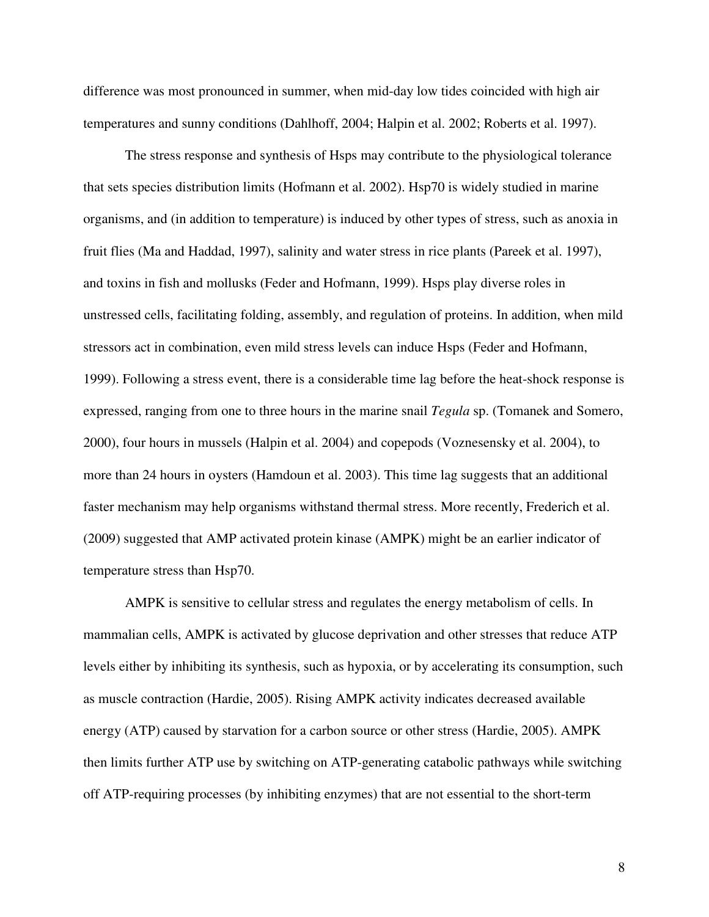difference was most pronounced in summer, when mid-day low tides coincided with high air temperatures and sunny conditions (Dahlhoff, 2004; Halpin et al. 2002; Roberts et al. 1997).

The stress response and synthesis of Hsps may contribute to the physiological tolerance that sets species distribution limits (Hofmann et al. 2002). Hsp70 is widely studied in marine organisms, and (in addition to temperature) is induced by other types of stress, such as anoxia in fruit flies (Ma and Haddad, 1997), salinity and water stress in rice plants (Pareek et al. 1997), and toxins in fish and mollusks (Feder and Hofmann, 1999). Hsps play diverse roles in unstressed cells, facilitating folding, assembly, and regulation of proteins. In addition, when mild stressors act in combination, even mild stress levels can induce Hsps (Feder and Hofmann, 1999). Following a stress event, there is a considerable time lag before the heat-shock response is expressed, ranging from one to three hours in the marine snail *Tegula* sp. (Tomanek and Somero, 2000), four hours in mussels (Halpin et al. 2004) and copepods (Voznesensky et al. 2004), to more than 24 hours in oysters (Hamdoun et al. 2003). This time lag suggests that an additional faster mechanism may help organisms withstand thermal stress. More recently, Frederich et al. (2009) suggested that AMP activated protein kinase (AMPK) might be an earlier indicator of temperature stress than Hsp70.

AMPK is sensitive to cellular stress and regulates the energy metabolism of cells. In mammalian cells, AMPK is activated by glucose deprivation and other stresses that reduce ATP levels either by inhibiting its synthesis, such as hypoxia, or by accelerating its consumption, such as muscle contraction (Hardie, 2005). Rising AMPK activity indicates decreased available energy (ATP) caused by starvation for a carbon source or other stress (Hardie, 2005). AMPK then limits further ATP use by switching on ATP-generating catabolic pathways while switching off ATP-requiring processes (by inhibiting enzymes) that are not essential to the short-term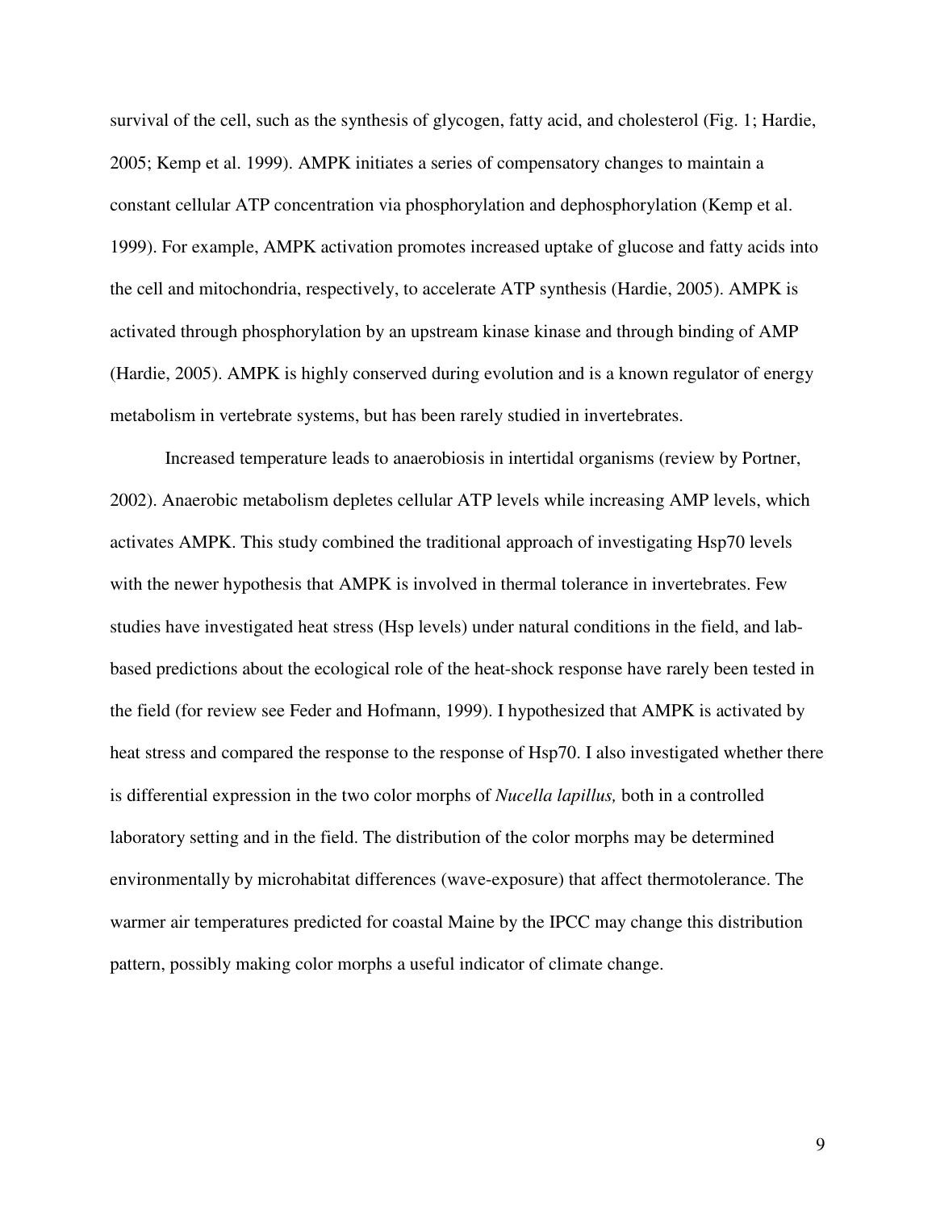survival of the cell, such as the synthesis of glycogen, fatty acid, and cholesterol (Fig. 1; Hardie, 2005; Kemp et al. 1999). AMPK initiates a series of compensatory changes to maintain a constant cellular ATP concentration via phosphorylation and dephosphorylation (Kemp et al. 1999). For example, AMPK activation promotes increased uptake of glucose and fatty acids into the cell and mitochondria, respectively, to accelerate ATP synthesis (Hardie, 2005). AMPK is activated through phosphorylation by an upstream kinase kinase and through binding of AMP (Hardie, 2005). AMPK is highly conserved during evolution and is a known regulator of energy metabolism in vertebrate systems, but has been rarely studied in invertebrates.

Increased temperature leads to anaerobiosis in intertidal organisms (review by Portner, 2002). Anaerobic metabolism depletes cellular ATP levels while increasing AMP levels, which activates AMPK. This study combined the traditional approach of investigating Hsp70 levels with the newer hypothesis that AMPK is involved in thermal tolerance in invertebrates. Few studies have investigated heat stress (Hsp levels) under natural conditions in the field, and lab-based predictions about the ecological role of the heat-shock response have rarely been tested in the field (for review see Feder and Hofmann, 1999). I hypothesized that AMPK is activated by heat stress and compared the response to the response of Hsp70. I also investigated whether there is differential expression in the two color morphs of *Nucella lapillus,* both in a controlled laboratory setting and in the field. The distribution of the color morphs may be determined environmentally by microhabitat differences (wave-exposure) that affect thermotolerance. The warmer air temperatures predicted for coastal Maine by the IPCC may change this distribution pattern, possibly making color morphs a useful indicator of climate change.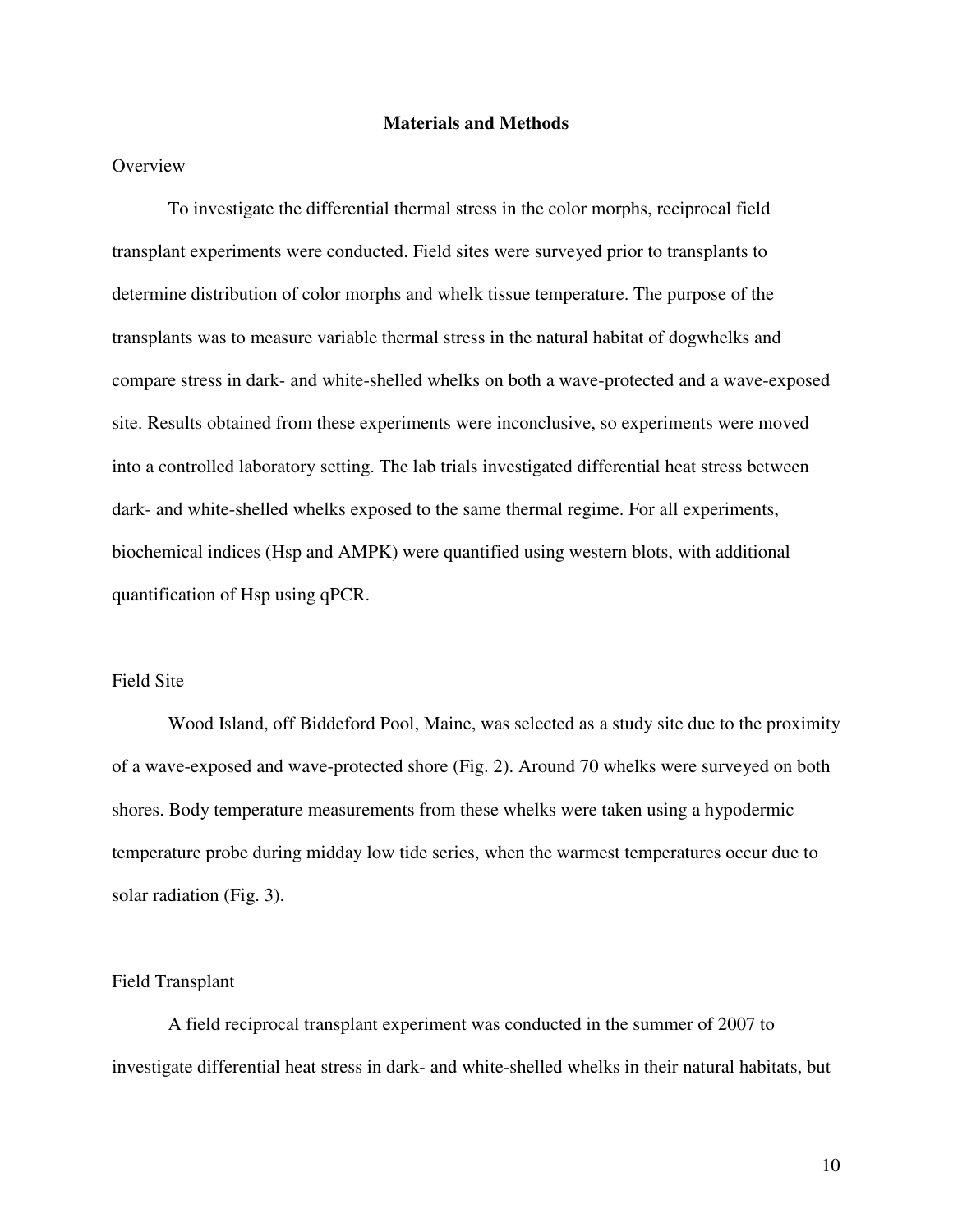## Materials and Methods

### Overview

To investigate the differential thermal stress in the color morphs, reciprocal field transplant experiments were conducted. Field sites were surveyed prior to transplants to determine distribution of color morphs and whelk tissue temperature. The purpose of the transplants was to measure variable thermal stress in the natural habitat of dogwhelks and compare stress in dark- and white-shelled whelks on both a wave-protected and a wave-exposed site. Results obtained from these experiments were inconclusive, so experiments were moved into a controlled laboratory setting. The lab trials investigated differential heat stress between dark- and white-shelled whelks exposed to the same thermal regime. For all experiments, biochemical indices (Hsp and AMPK) were quantified using western blots, with additional quantification of Hsp using qPCR.

### Field Site

Wood Island, off Biddeford Pool, Maine, was selected as a study site due to the proximity of a wave-exposed and wave-protected shore (Fig. 2). Around 70 whelks were surveyed on both shores. Body temperature measurements from these whelks were taken using a hypodermic temperature probe during midday low tide series, when the warmest temperatures occur due to solar radiation (Fig. 3).

### Field Transplant

A field reciprocal transplant experiment was conducted in the summer of 2007 to investigate differential heat stress in dark- and white-shelled whelks in their natural habitats, but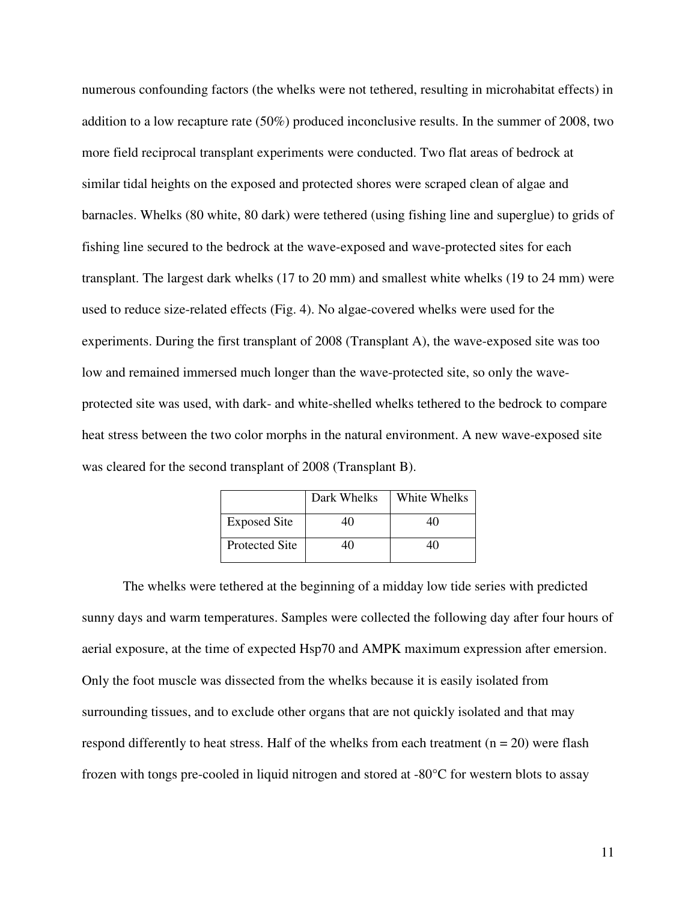numerous confounding factors (the whelks were not tethered, resulting in microhabitat effects) in addition to a low recapture rate (50%) produced inconclusive results. In the summer of 2008, two more field reciprocal transplant experiments were conducted. Two flat areas of bedrock at similar tidal heights on the exposed and protected shores were scraped clean of algae and barnacles. Whelks (80 white, 80 dark) were tethered (using fishing line and superglue) to grids of fishing line secured to the bedrock at the wave-exposed and wave-protected sites for each transplant. The largest dark whelks (17 to 20 mm) and smallest white whelks (19 to 24 mm) were used to reduce size-related effects (Fig. 4). No algae-covered whelks were used for the experiments. During the first transplant of 2008 (Transplant A), the wave-exposed site was too low and remained immersed much longer than the wave-protected site, so only the wave-protected site was used, with dark- and white-shelled whelks tethered to the bedrock to compare heat stress between the two color morphs in the natural environment. A new wave-exposed site was cleared for the second transplant of 2008 (Transplant B).

| | Dark Whelks | White Whelks |
|---|---|---|
| Exposed Site | 40 | 40 |
| Protected Site | 40 | 40 |

The whelks were tethered at the beginning of a midday low tide series with predicted sunny days and warm temperatures. Samples were collected the following day after four hours of aerial exposure, at the time of expected Hsp70 and AMPK maximum expression after emersion. Only the foot muscle was dissected from the whelks because it is easily isolated from surrounding tissues, and to exclude other organs that are not quickly isolated and that may respond differently to heat stress. Half of the whelks from each treatment (n = 20) were flash frozen with tongs pre-cooled in liquid nitrogen and stored at -80°C for western blots to assay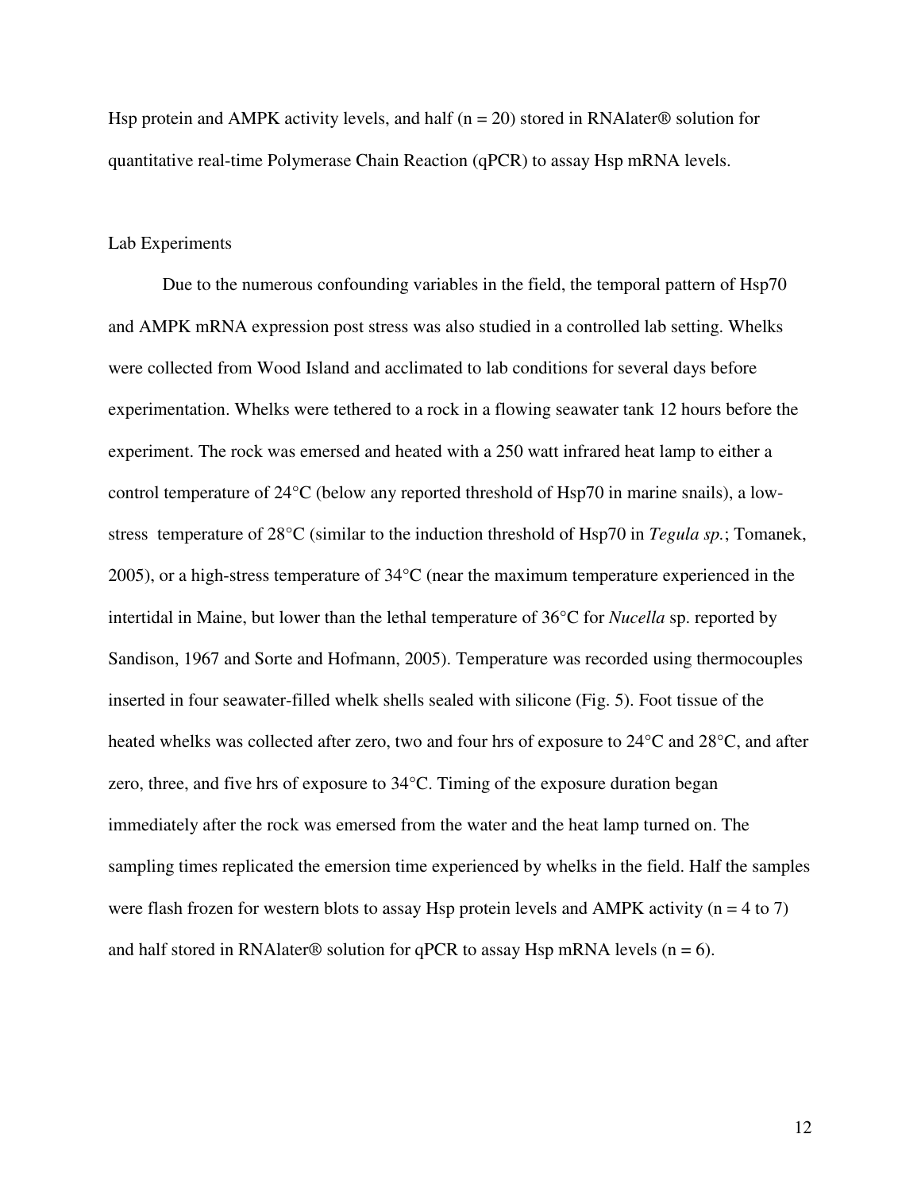Hsp protein and AMPK activity levels, and half (n = 20) stored in RNAlater® solution for quantitative real-time Polymerase Chain Reaction (qPCR) to assay Hsp mRNA levels.

### Lab Experiments

Due to the numerous confounding variables in the field, the temporal pattern of Hsp70 and AMPK mRNA expression post stress was also studied in a controlled lab setting. Whelks were collected from Wood Island and acclimated to lab conditions for several days before experimentation. Whelks were tethered to a rock in a flowing seawater tank 12 hours before the experiment. The rock was emersed and heated with a 250 watt infrared heat lamp to either a control temperature of 24°C (below any reported threshold of Hsp70 in marine snails), a low-stress temperature of 28°C (similar to the induction threshold of Hsp70 in *Tegula sp.*; Tomanek, 2005), or a high-stress temperature of 34°C (near the maximum temperature experienced in the intertidal in Maine, but lower than the lethal temperature of 36°C for *Nucella* sp. reported by Sandison, 1967 and Sorte and Hofmann, 2005). Temperature was recorded using thermocouples inserted in four seawater-filled whelk shells sealed with silicone (Fig. 5). Foot tissue of the heated whelks was collected after zero, two and four hrs of exposure to 24°C and 28°C, and after zero, three, and five hrs of exposure to 34°C. Timing of the exposure duration began immediately after the rock was emersed from the water and the heat lamp turned on. The sampling times replicated the emersion time experienced by whelks in the field. Half the samples were flash frozen for western blots to assay Hsp protein levels and AMPK activity (n = 4 to 7) and half stored in RNAlater® solution for qPCR to assay Hsp mRNA levels (n = 6).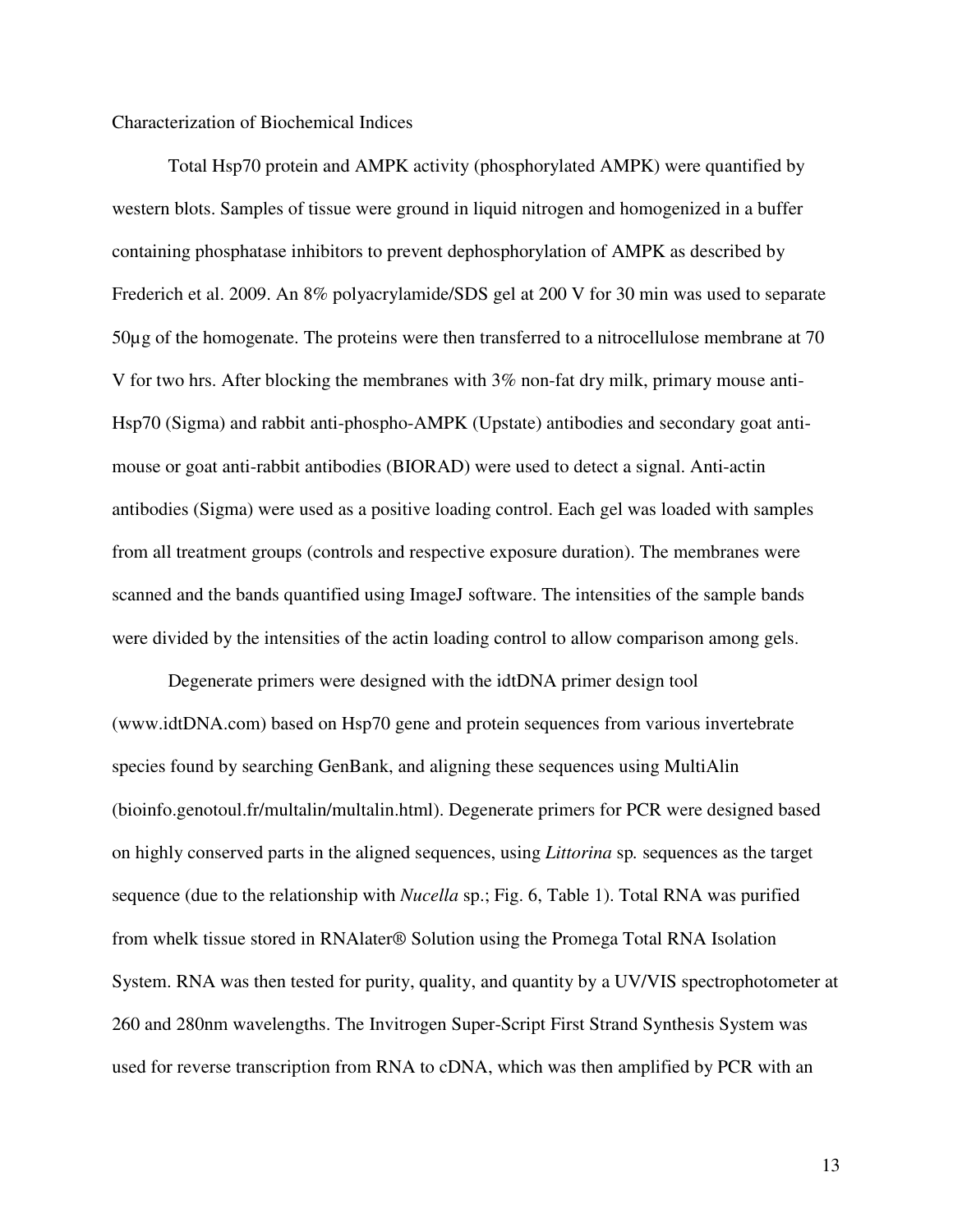Characterization of Biochemical Indices

Total Hsp70 protein and AMPK activity (phosphorylated AMPK) were quantified by western blots. Samples of tissue were ground in liquid nitrogen and homogenized in a buffer containing phosphatase inhibitors to prevent dephosphorylation of AMPK as described by Frederich et al. 2009. An 8% polyacrylamide/SDS gel at 200 V for 30 min was used to separate 50µg of the homogenate. The proteins were then transferred to a nitrocellulose membrane at 70 V for two hrs. After blocking the membranes with 3% non-fat dry milk, primary mouse anti-Hsp70 (Sigma) and rabbit anti-phospho-AMPK (Upstate) antibodies and secondary goat anti-mouse or goat anti-rabbit antibodies (BIORAD) were used to detect a signal. Anti-actin antibodies (Sigma) were used as a positive loading control. Each gel was loaded with samples from all treatment groups (controls and respective exposure duration). The membranes were scanned and the bands quantified using ImageJ software. The intensities of the sample bands were divided by the intensities of the actin loading control to allow comparison among gels.

Degenerate primers were designed with the idtDNA primer design tool (www.idtDNA.com) based on Hsp70 gene and protein sequences from various invertebrate species found by searching GenBank, and aligning these sequences using MultiAlin (bioinfo.genotoul.fr/multalin/multalin.html). Degenerate primers for PCR were designed based on highly conserved parts in the aligned sequences, using *Littorina* sp*.* sequences as the target sequence (due to the relationship with *Nucella* sp.; Fig. 6, Table 1). Total RNA was purified from whelk tissue stored in RNAlater® Solution using the Promega Total RNA Isolation System. RNA was then tested for purity, quality, and quantity by a UV/VIS spectrophotometer at 260 and 280nm wavelengths. The Invitrogen Super-Script First Strand Synthesis System was used for reverse transcription from RNA to cDNA, which was then amplified by PCR with an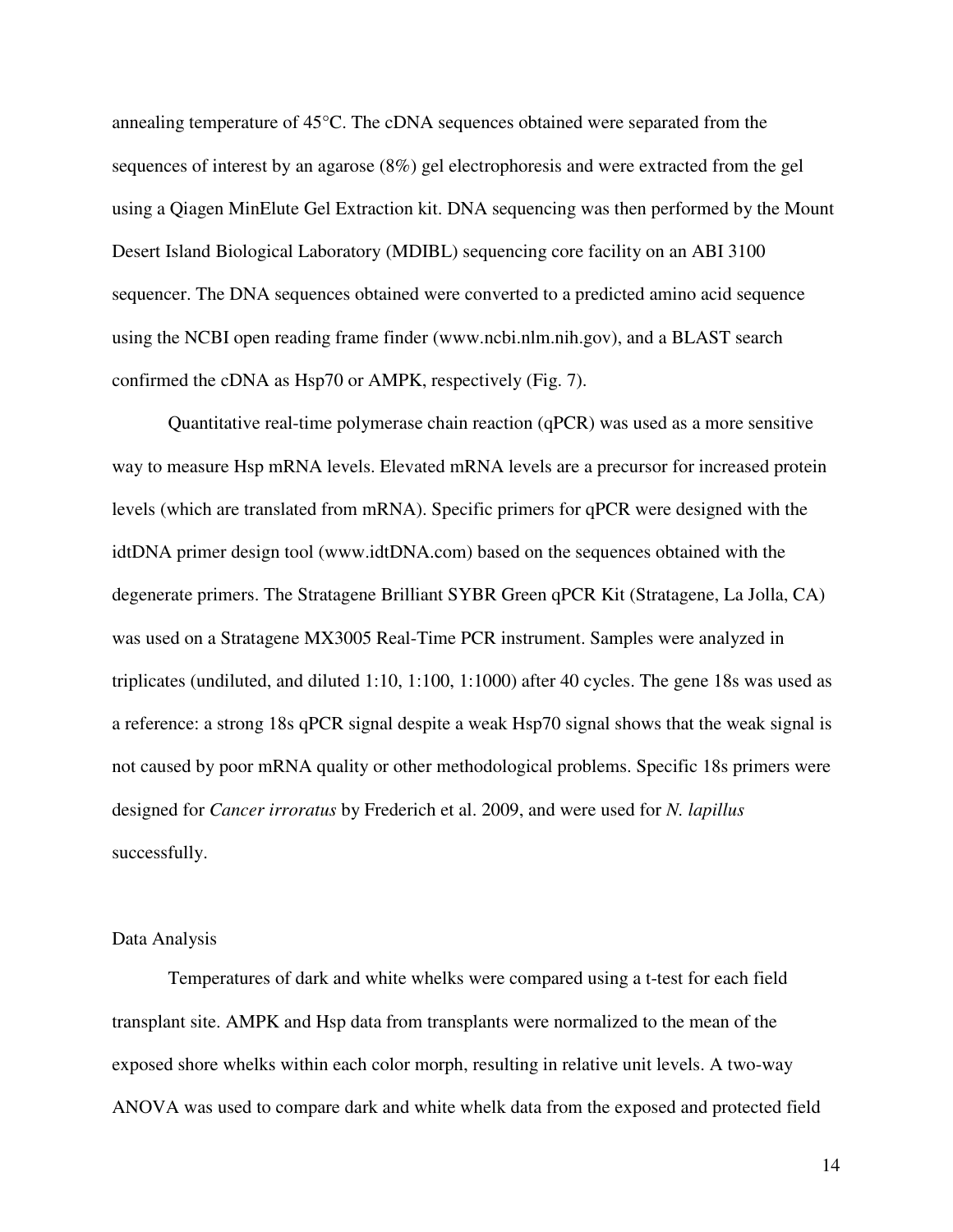annealing temperature of 45°C. The cDNA sequences obtained were separated from the sequences of interest by an agarose (8%) gel electrophoresis and were extracted from the gel using a Qiagen MinElute Gel Extraction kit. DNA sequencing was then performed by the Mount Desert Island Biological Laboratory (MDIBL) sequencing core facility on an ABI 3100 sequencer. The DNA sequences obtained were converted to a predicted amino acid sequence using the NCBI open reading frame finder (www.ncbi.nlm.nih.gov), and a BLAST search confirmed the cDNA as Hsp70 or AMPK, respectively (Fig. 7).

Quantitative real-time polymerase chain reaction (qPCR) was used as a more sensitive way to measure Hsp mRNA levels. Elevated mRNA levels are a precursor for increased protein levels (which are translated from mRNA). Specific primers for qPCR were designed with the idtDNA primer design tool (www.idtDNA.com) based on the sequences obtained with the degenerate primers. The Stratagene Brilliant SYBR Green qPCR Kit (Stratagene, La Jolla, CA) was used on a Stratagene MX3005 Real-Time PCR instrument. Samples were analyzed in triplicates (undiluted, and diluted 1:10, 1:100, 1:1000) after 40 cycles. The gene 18s was used as a reference: a strong 18s qPCR signal despite a weak Hsp70 signal shows that the weak signal is not caused by poor mRNA quality or other methodological problems. Specific 18s primers were designed for *Cancer irroratus* by Frederich et al. 2009, and were used for *N. lapillus* successfully.

## Data Analysis

Temperatures of dark and white whelks were compared using a t-test for each field transplant site. AMPK and Hsp data from transplants were normalized to the mean of the exposed shore whelks within each color morph, resulting in relative unit levels. A two-way ANOVA was used to compare dark and white whelk data from the exposed and protected field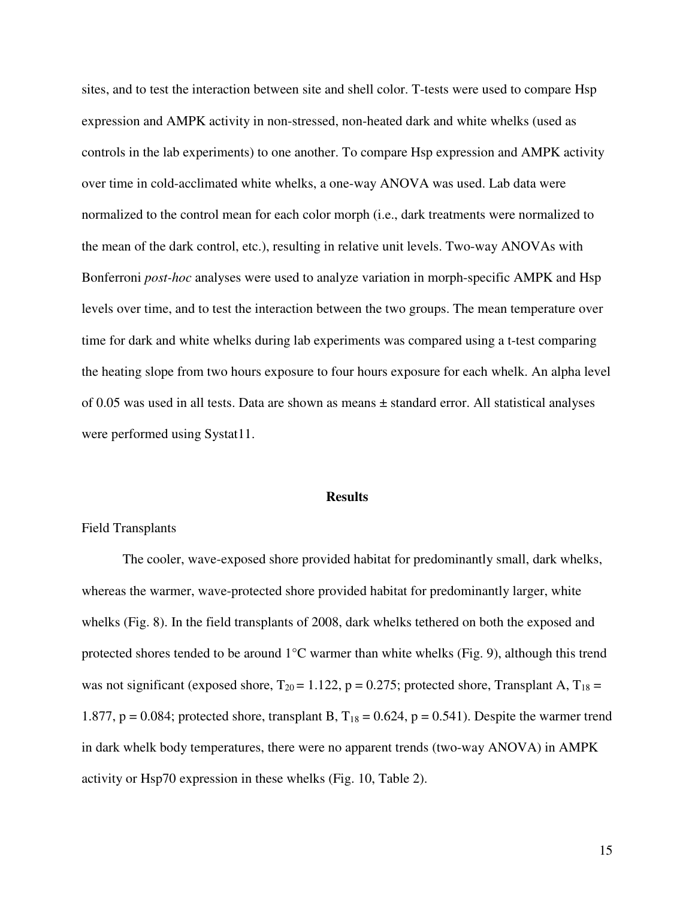sites, and to test the interaction between site and shell color. T-tests were used to compare Hsp expression and AMPK activity in non-stressed, non-heated dark and white whelks (used as controls in the lab experiments) to one another. To compare Hsp expression and AMPK activity over time in cold-acclimated white whelks, a one-way ANOVA was used. Lab data were normalized to the control mean for each color morph (i.e., dark treatments were normalized to the mean of the dark control, etc.), resulting in relative unit levels. Two-way ANOVAs with Bonferroni *post-hoc* analyses were used to analyze variation in morph-specific AMPK and Hsp levels over time, and to test the interaction between the two groups. The mean temperature over time for dark and white whelks during lab experiments was compared using a t-test comparing the heating slope from two hours exposure to four hours exposure for each whelk. An alpha level of 0.05 was used in all tests. Data are shown as means ± standard error. All statistical analyses were performed using Systat11.

## Results

### Field Transplants

The cooler, wave-exposed shore provided habitat for predominantly small, dark whelks, whereas the warmer, wave-protected shore provided habitat for predominantly larger, white whelks (Fig. 8). In the field transplants of 2008, dark whelks tethered on both the exposed and protected shores tended to be around 1°C warmer than white whelks (Fig. 9), although this trend was not significant (exposed shore, $T_{20} = 1.122$, $p = 0.275$; protected shore, Transplant A, $T_{18} = 1.877$, $p = 0.084$; protected shore, transplant B, $T_{18} = 0.624$, $p = 0.541$). Despite the warmer trend in dark whelk body temperatures, there were no apparent trends (two-way ANOVA) in AMPK activity or Hsp70 expression in these whelks (Fig. 10, Table 2).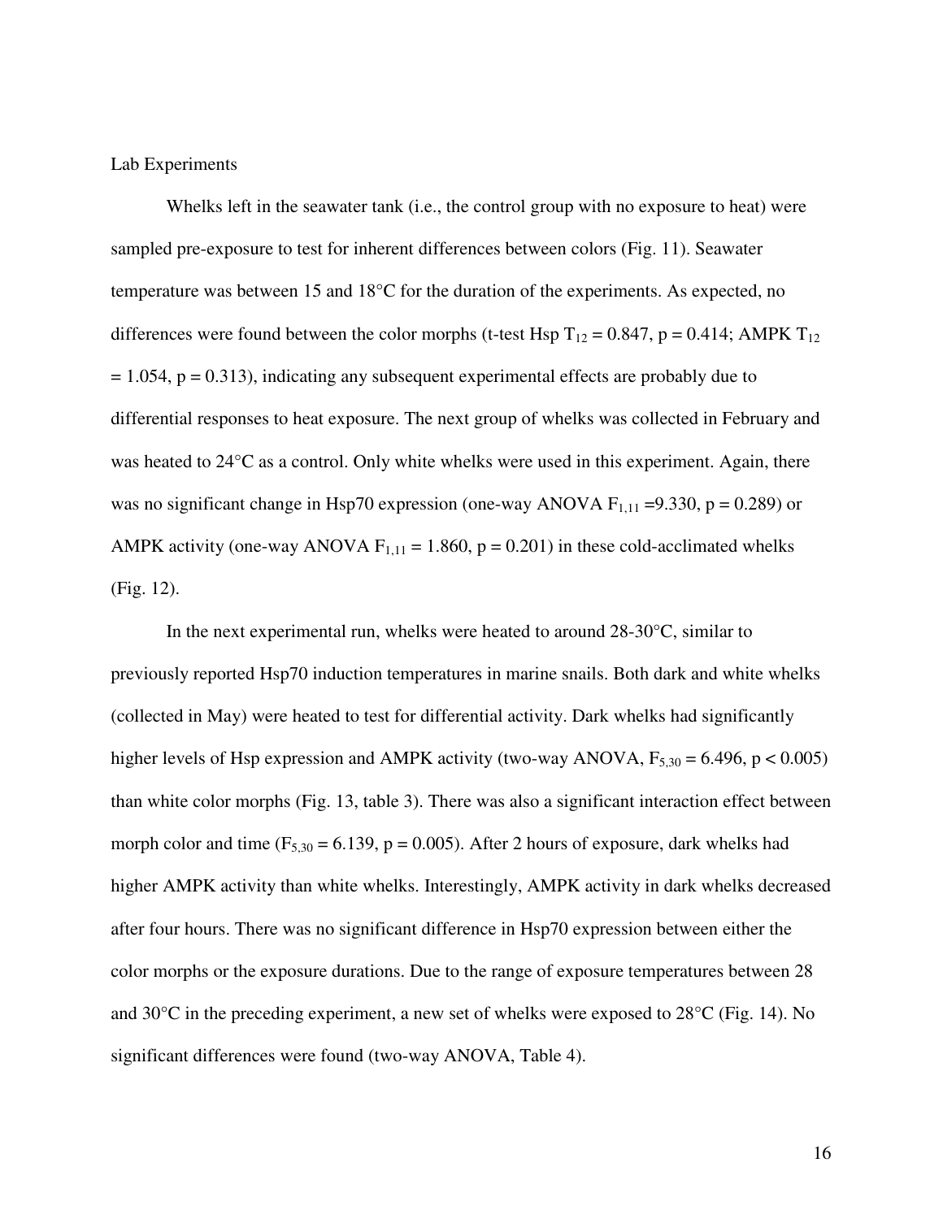Lab Experiments

Whelks left in the seawater tank (i.e., the control group with no exposure to heat) were sampled pre-exposure to test for inherent differences between colors (Fig. 11). Seawater temperature was between 15 and 18°C for the duration of the experiments. As expected, no differences were found between the color morphs (t-test Hsp $T_{12} = 0.847$, $p = 0.414$; AMPK $T_{12} = 1.054$, $p = 0.313$), indicating any subsequent experimental effects are probably due to differential responses to heat exposure. The next group of whelks was collected in February and was heated to 24°C as a control. Only white whelks were used in this experiment. Again, there was no significant change in Hsp70 expression (one-way ANOVA $F_{1,11} = 9.330$, $p = 0.289$) or AMPK activity (one-way ANOVA $F_{1,11} = 1.860$, $p = 0.201$) in these cold-acclimated whelks (Fig. 12).

In the next experimental run, whelks were heated to around 28-30°C, similar to previously reported Hsp70 induction temperatures in marine snails. Both dark and white whelks (collected in May) were heated to test for differential activity. Dark whelks had significantly higher levels of Hsp expression and AMPK activity (two-way ANOVA, $F_{5,30} = 6.496$, $p < 0.005$) than white color morphs (Fig. 13, table 3). There was also a significant interaction effect between morph color and time ($F_{5,30} = 6.139$, $p = 0.005$). After 2 hours of exposure, dark whelks had higher AMPK activity than white whelks. Interestingly, AMPK activity in dark whelks decreased after four hours. There was no significant difference in Hsp70 expression between either the color morphs or the exposure durations. Due to the range of exposure temperatures between 28 and 30°C in the preceding experiment, a new set of whelks were exposed to 28°C (Fig. 14). No significant differences were found (two-way ANOVA, Table 4).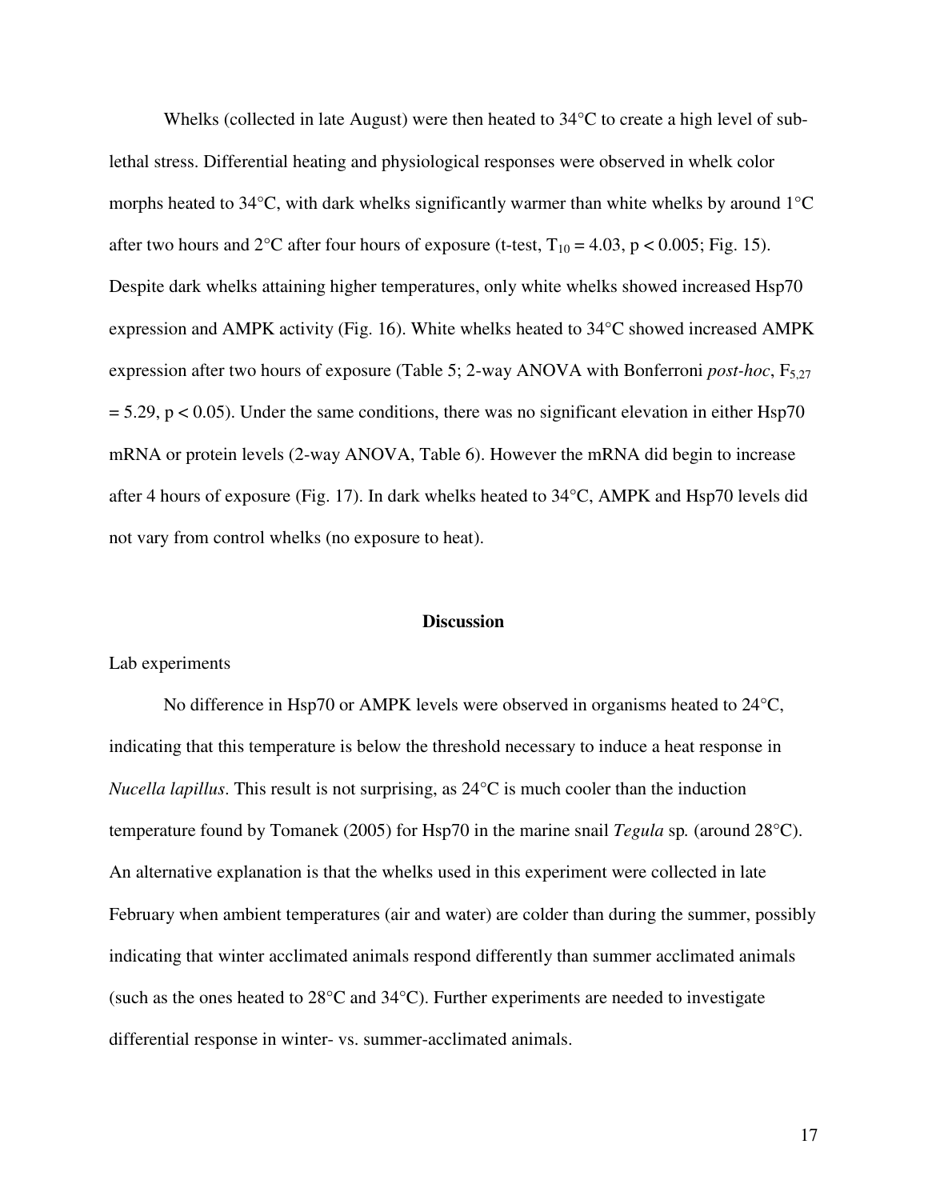Whelks (collected in late August) were then heated to 34°C to create a high level of sub-lethal stress. Differential heating and physiological responses were observed in whelk color morphs heated to 34°C, with dark whelks significantly warmer than white whelks by around 1°C after two hours and 2°C after four hours of exposure (t-test, $T_{10} = 4.03$, $p < 0.005$; Fig. 15). Despite dark whelks attaining higher temperatures, only white whelks showed increased Hsp70 expression and AMPK activity (Fig. 16). White whelks heated to 34°C showed increased AMPK expression after two hours of exposure (Table 5; 2-way ANOVA with Bonferroni *post-hoc*, $F_{5,27} = 5.29$, $p < 0.05$). Under the same conditions, there was no significant elevation in either Hsp70 mRNA or protein levels (2-way ANOVA, Table 6). However the mRNA did begin to increase after 4 hours of exposure (Fig. 17). In dark whelks heated to 34°C, AMPK and Hsp70 levels did not vary from control whelks (no exposure to heat).

## Discussion

Lab experiments

No difference in Hsp70 or AMPK levels were observed in organisms heated to 24°C, indicating that this temperature is below the threshold necessary to induce a heat response in *Nucella lapillus*. This result is not surprising, as 24°C is much cooler than the induction temperature found by Tomanek (2005) for Hsp70 in the marine snail *Tegula* sp. (around 28°C). An alternative explanation is that the whelks used in this experiment were collected in late February when ambient temperatures (air and water) are colder than during the summer, possibly indicating that winter acclimated animals respond differently than summer acclimated animals (such as the ones heated to 28°C and 34°C). Further experiments are needed to investigate differential response in winter- vs. summer-acclimated animals.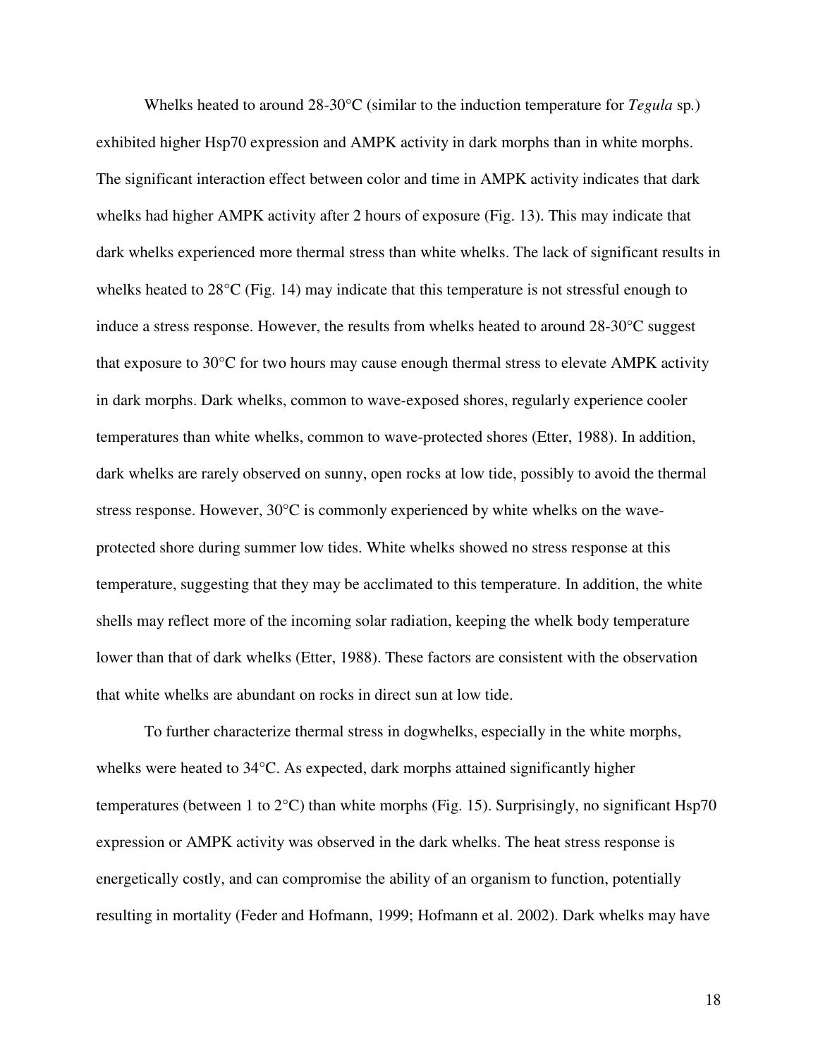Whelks heated to around 28-30°C (similar to the induction temperature for *Tegula* sp.) exhibited higher Hsp70 expression and AMPK activity in dark morphs than in white morphs. The significant interaction effect between color and time in AMPK activity indicates that dark whelks had higher AMPK activity after 2 hours of exposure (Fig. 13). This may indicate that dark whelks experienced more thermal stress than white whelks. The lack of significant results in whelks heated to 28°C (Fig. 14) may indicate that this temperature is not stressful enough to induce a stress response. However, the results from whelks heated to around 28-30°C suggest that exposure to 30°C for two hours may cause enough thermal stress to elevate AMPK activity in dark morphs. Dark whelks, common to wave-exposed shores, regularly experience cooler temperatures than white whelks, common to wave-protected shores (Etter, 1988). In addition, dark whelks are rarely observed on sunny, open rocks at low tide, possibly to avoid the thermal stress response. However, 30°C is commonly experienced by white whelks on the wave-protected shore during summer low tides. White whelks showed no stress response at this temperature, suggesting that they may be acclimated to this temperature. In addition, the white shells may reflect more of the incoming solar radiation, keeping the whelk body temperature lower than that of dark whelks (Etter, 1988). These factors are consistent with the observation that white whelks are abundant on rocks in direct sun at low tide.

To further characterize thermal stress in dogwhelks, especially in the white morphs, whelks were heated to 34°C. As expected, dark morphs attained significantly higher temperatures (between 1 to 2°C) than white morphs (Fig. 15). Surprisingly, no significant Hsp70 expression or AMPK activity was observed in the dark whelks. The heat stress response is energetically costly, and can compromise the ability of an organism to function, potentially resulting in mortality (Feder and Hofmann, 1999; Hofmann et al. 2002). Dark whelks may have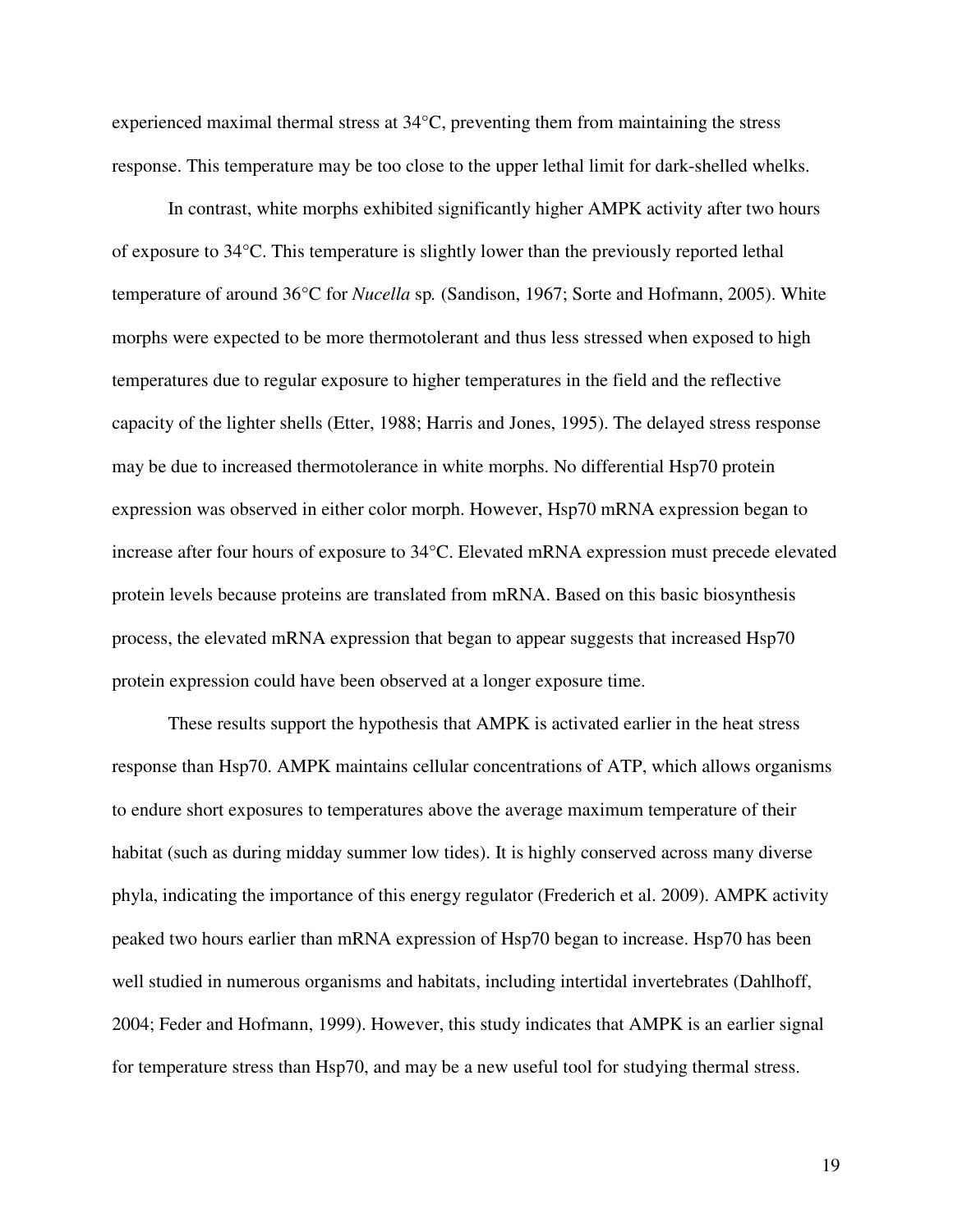experienced maximal thermal stress at 34°C, preventing them from maintaining the stress response. This temperature may be too close to the upper lethal limit for dark-shelled whelks.

In contrast, white morphs exhibited significantly higher AMPK activity after two hours of exposure to 34°C. This temperature is slightly lower than the previously reported lethal temperature of around 36°C for *Nucella* sp. (Sandison, 1967; Sorte and Hofmann, 2005). White morphs were expected to be more thermotolerant and thus less stressed when exposed to high temperatures due to regular exposure to higher temperatures in the field and the reflective capacity of the lighter shells (Etter, 1988; Harris and Jones, 1995). The delayed stress response may be due to increased thermotolerance in white morphs. No differential Hsp70 protein expression was observed in either color morph. However, Hsp70 mRNA expression began to increase after four hours of exposure to 34°C. Elevated mRNA expression must precede elevated protein levels because proteins are translated from mRNA. Based on this basic biosynthesis process, the elevated mRNA expression that began to appear suggests that increased Hsp70 protein expression could have been observed at a longer exposure time.

These results support the hypothesis that AMPK is activated earlier in the heat stress response than Hsp70. AMPK maintains cellular concentrations of ATP, which allows organisms to endure short exposures to temperatures above the average maximum temperature of their habitat (such as during midday summer low tides). It is highly conserved across many diverse phyla, indicating the importance of this energy regulator (Frederich et al. 2009). AMPK activity peaked two hours earlier than mRNA expression of Hsp70 began to increase. Hsp70 has been well studied in numerous organisms and habitats, including intertidal invertebrates (Dahlhoff, 2004; Feder and Hofmann, 1999). However, this study indicates that AMPK is an earlier signal for temperature stress than Hsp70, and may be a new useful tool for studying thermal stress.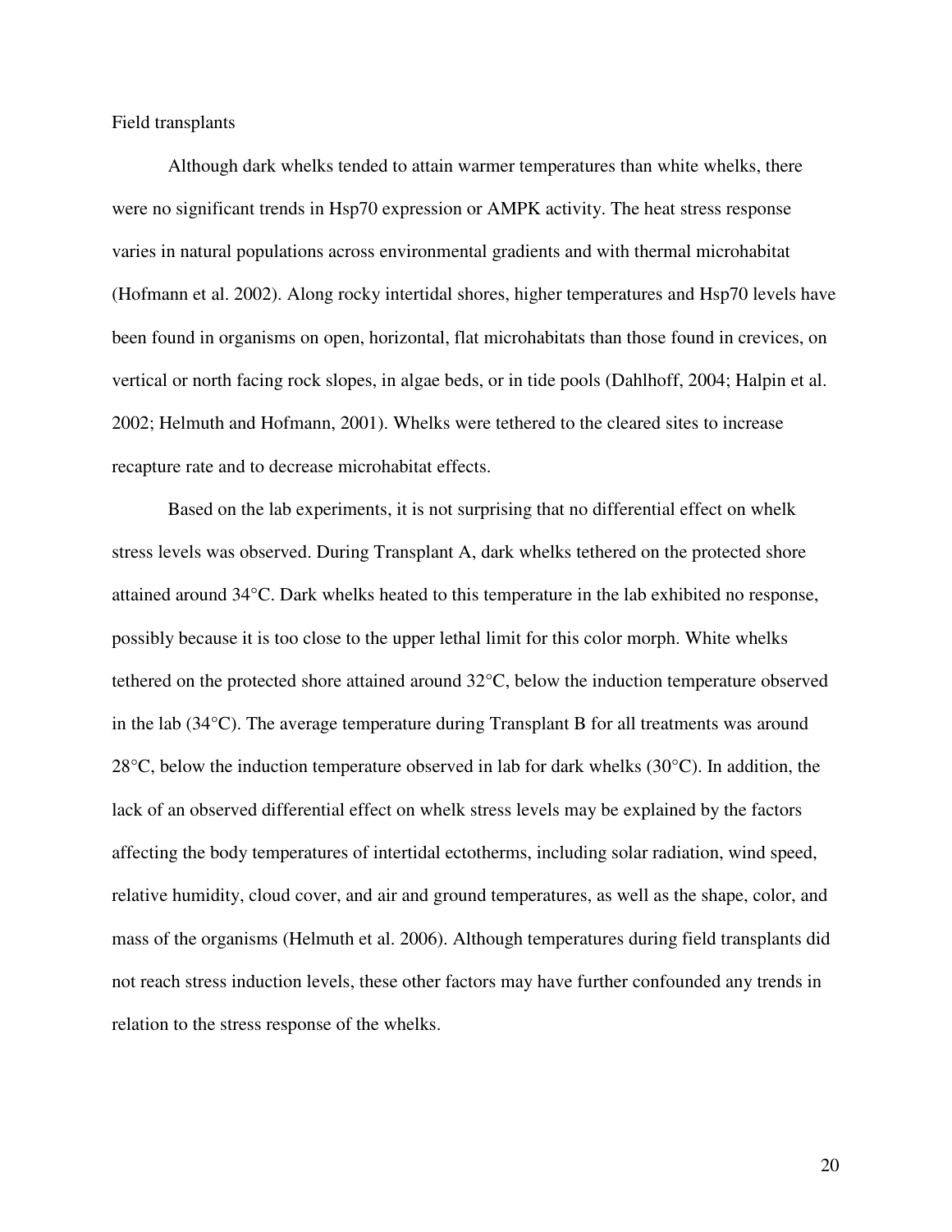## Field transplants

Although dark whelks tended to attain warmer temperatures than white whelks, there were no significant trends in Hsp70 expression or AMPK activity. The heat stress response varies in natural populations across environmental gradients and with thermal microhabitat (Hofmann et al. 2002). Along rocky intertidal shores, higher temperatures and Hsp70 levels have been found in organisms on open, horizontal, flat microhabitats than those found in crevices, on vertical or north facing rock slopes, in algae beds, or in tide pools (Dahlhoff, 2004; Halpin et al. 2002; Helmuth and Hofmann, 2001). Whelks were tethered to the cleared sites to increase recapture rate and to decrease microhabitat effects.

Based on the lab experiments, it is not surprising that no differential effect on whelk stress levels was observed. During Transplant A, dark whelks tethered on the protected shore attained around 34°C. Dark whelks heated to this temperature in the lab exhibited no response, possibly because it is too close to the upper lethal limit for this color morph. White whelks tethered on the protected shore attained around 32°C, below the induction temperature observed in the lab (34°C). The average temperature during Transplant B for all treatments was around 28°C, below the induction temperature observed in lab for dark whelks (30°C). In addition, the lack of an observed differential effect on whelk stress levels may be explained by the factors affecting the body temperatures of intertidal ectotherms, including solar radiation, wind speed, relative humidity, cloud cover, and air and ground temperatures, as well as the shape, color, and mass of the organisms (Helmuth et al. 2006). Although temperatures during field transplants did not reach stress induction levels, these other factors may have further confounded any trends in relation to the stress response of the whelks.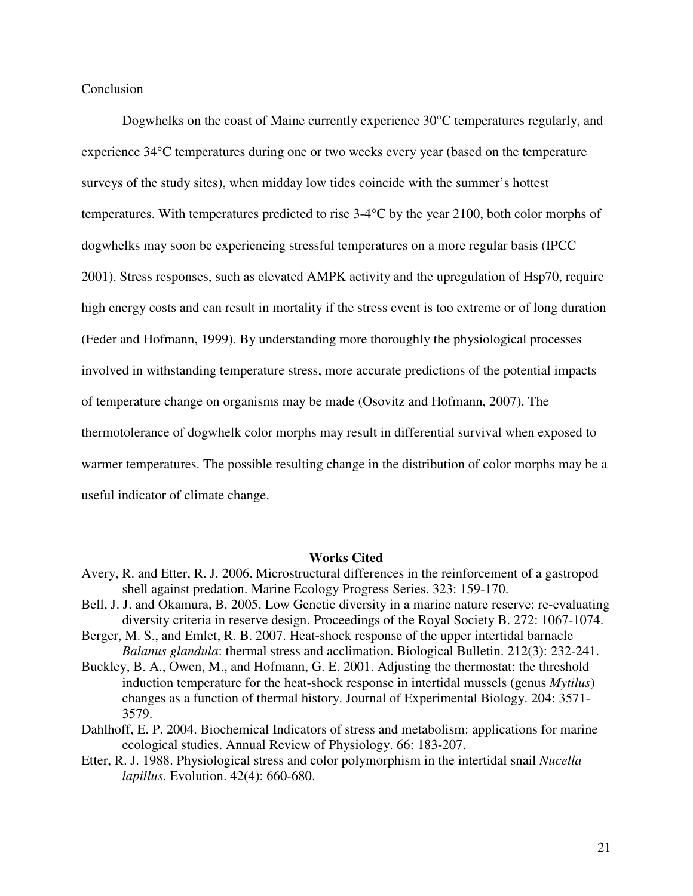## Conclusion

Dogwhelks on the coast of Maine currently experience 30°C temperatures regularly, and experience 34°C temperatures during one or two weeks every year (based on the temperature surveys of the study sites), when midday low tides coincide with the summer's hottest temperatures. With temperatures predicted to rise 3-4°C by the year 2100, both color morphs of dogwhelks may soon be experiencing stressful temperatures on a more regular basis (IPCC 2001). Stress responses, such as elevated AMPK activity and the upregulation of Hsp70, require high energy costs and can result in mortality if the stress event is too extreme or of long duration (Feder and Hofmann, 1999). By understanding more thoroughly the physiological processes involved in withstanding temperature stress, more accurate predictions of the potential impacts of temperature change on organisms may be made (Osovitz and Hofmann, 2007). The thermotolerance of dogwhelk color morphs may result in differential survival when exposed to warmer temperatures. The possible resulting change in the distribution of color morphs may be a useful indicator of climate change.

## Works Cited

Avery, R. and Etter, R. J. 2006. Microstructural differences in the reinforcement of a gastropod shell against predation. Marine Ecology Progress Series. 323: 159-170.

Bell, J. J. and Okamura, B. 2005. Low Genetic diversity in a marine nature reserve: re-evaluating diversity criteria in reserve design. Proceedings of the Royal Society B. 272: 1067-1074.

Berger, M. S., and Emlet, R. B. 2007. Heat-shock response of the upper intertidal barnacle *Balanus glandula*: thermal stress and acclimation. Biological Bulletin. 212(3): 232-241.

Buckley, B. A., Owen, M., and Hofmann, G. E. 2001. Adjusting the thermostat: the threshold induction temperature for the heat-shock response in intertidal mussels (genus *Mytilus*) changes as a function of thermal history. Journal of Experimental Biology. 204: 3571-3579.

Dahlhoff, E. P. 2004. Biochemical Indicators of stress and metabolism: applications for marine ecological studies. Annual Review of Physiology. 66: 183-207.

Etter, R. J. 1988. Physiological stress and color polymorphism in the intertidal snail *Nucella lapillus*. Evolution. 42(4): 660-680.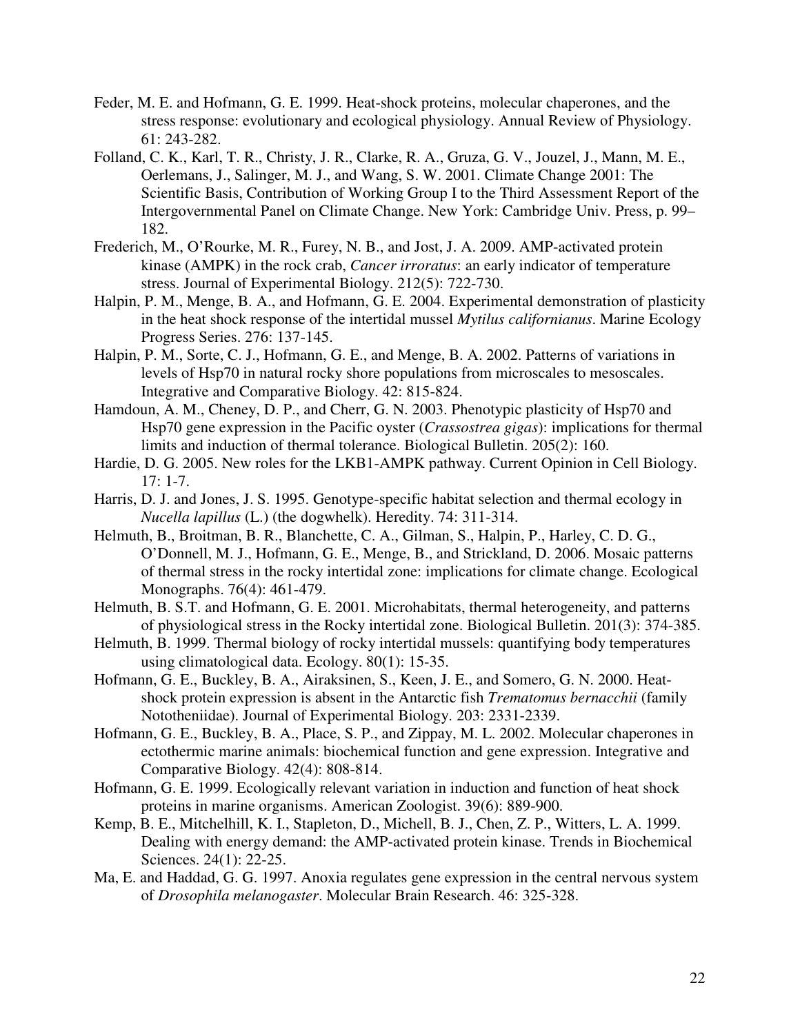Feder, M. E. and Hofmann, G. E. 1999. Heat-shock proteins, molecular chaperones, and the stress response: evolutionary and ecological physiology. Annual Review of Physiology. 61: 243-282.

Folland, C. K., Karl, T. R., Christy, J. R., Clarke, R. A., Gruza, G. V., Jouzel, J., Mann, M. E., Oerlemans, J., Salinger, M. J., and Wang, S. W. 2001. Climate Change 2001: The Scientific Basis, Contribution of Working Group I to the Third Assessment Report of the Intergovernmental Panel on Climate Change. New York: Cambridge Univ. Press, p. 99–182.

Frederich, M., O'Rourke, M. R., Furey, N. B., and Jost, J. A. 2009. AMP-activated protein kinase (AMPK) in the rock crab, *Cancer irroratus*: an early indicator of temperature stress. Journal of Experimental Biology. 212(5): 722-730.

Halpin, P. M., Menge, B. A., and Hofmann, G. E. 2004. Experimental demonstration of plasticity in the heat shock response of the intertidal mussel *Mytilus californianus*. Marine Ecology Progress Series. 276: 137-145.

Halpin, P. M., Sorte, C. J., Hofmann, G. E., and Menge, B. A. 2002. Patterns of variations in levels of Hsp70 in natural rocky shore populations from microscales to mesoscales. Integrative and Comparative Biology. 42: 815-824.

Hamdoun, A. M., Cheney, D. P., and Cherr, G. N. 2003. Phenotypic plasticity of Hsp70 and Hsp70 gene expression in the Pacific oyster (*Crassostrea gigas*): implications for thermal limits and induction of thermal tolerance. Biological Bulletin. 205(2): 160.

Hardie, D. G. 2005. New roles for the LKB1-AMPK pathway. Current Opinion in Cell Biology. 17: 1-7.

Harris, D. J. and Jones, J. S. 1995. Genotype-specific habitat selection and thermal ecology in *Nucella lapillus* (L.) (the dogwhelk). Heredity. 74: 311-314.

Helmuth, B., Broitman, B. R., Blanchette, C. A., Gilman, S., Halpin, P., Harley, C. D. G., O'Donnell, M. J., Hofmann, G. E., Menge, B., and Strickland, D. 2006. Mosaic patterns of thermal stress in the rocky intertidal zone: implications for climate change. Ecological Monographs. 76(4): 461-479.

Helmuth, B. S.T. and Hofmann, G. E. 2001. Microhabitats, thermal heterogeneity, and patterns of physiological stress in the Rocky intertidal zone. Biological Bulletin. 201(3): 374-385.

Helmuth, B. 1999. Thermal biology of rocky intertidal mussels: quantifying body temperatures using climatological data. Ecology. 80(1): 15-35.

Hofmann, G. E., Buckley, B. A., Airaksinen, S., Keen, J. E., and Somero, G. N. 2000. Heat-shock protein expression is absent in the Antarctic fish *Trematomus bernacchii* (family Nototheniidae). Journal of Experimental Biology. 203: 2331-2339.

Hofmann, G. E., Buckley, B. A., Place, S. P., and Zippay, M. L. 2002. Molecular chaperones in ectothermic marine animals: biochemical function and gene expression. Integrative and Comparative Biology. 42(4): 808-814.

Hofmann, G. E. 1999. Ecologically relevant variation in induction and function of heat shock proteins in marine organisms. American Zoologist. 39(6): 889-900.

Kemp, B. E., Mitchelhill, K. I., Stapleton, D., Michell, B. J., Chen, Z. P., Witters, L. A. 1999. Dealing with energy demand: the AMP-activated protein kinase. Trends in Biochemical Sciences. 24(1): 22-25.

Ma, E. and Haddad, G. G. 1997. Anoxia regulates gene expression in the central nervous system of *Drosophila melanogaster*. Molecular Brain Research. 46: 325-328.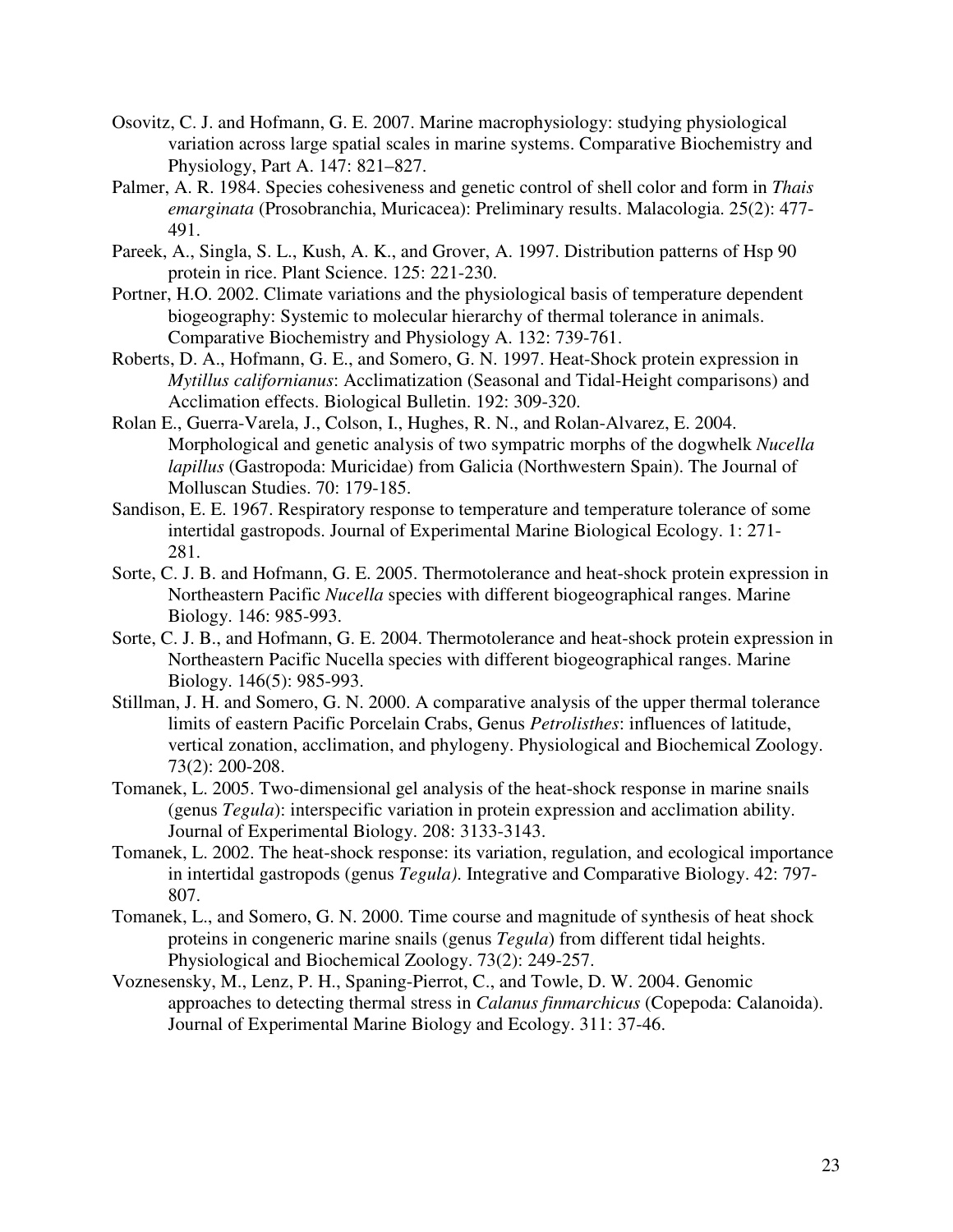Osovitz, C. J. and Hofmann, G. E. 2007. Marine macrophysiology: studying physiological variation across large spatial scales in marine systems. Comparative Biochemistry and Physiology, Part A. 147: 821–827.

Palmer, A. R. 1984. Species cohesiveness and genetic control of shell color and form in *Thais emarginata* (Prosobranchia, Muricacea): Preliminary results. Malacologia. 25(2): 477-491.

Pareek, A., Singla, S. L., Kush, A. K., and Grover, A. 1997. Distribution patterns of Hsp 90 protein in rice. Plant Science. 125: 221-230.

Portner, H.O. 2002. Climate variations and the physiological basis of temperature dependent biogeography: Systemic to molecular hierarchy of thermal tolerance in animals. Comparative Biochemistry and Physiology A. 132: 739-761.

Roberts, D. A., Hofmann, G. E., and Somero, G. N. 1997. Heat-Shock protein expression in *Mytillus californianus*: Acclimatization (Seasonal and Tidal-Height comparisons) and Acclimation effects. Biological Bulletin. 192: 309-320.

Rolan E., Guerra-Varela, J., Colson, I., Hughes, R. N., and Rolan-Alvarez, E. 2004. Morphological and genetic analysis of two sympatric morphs of the dogwhelk *Nucella lapillus* (Gastropoda: Muricidae) from Galicia (Northwestern Spain). The Journal of Molluscan Studies. 70: 179-185.

Sandison, E. E. 1967. Respiratory response to temperature and temperature tolerance of some intertidal gastropods. Journal of Experimental Marine Biological Ecology. 1: 271-281.

Sorte, C. J. B. and Hofmann, G. E. 2005. Thermotolerance and heat-shock protein expression in Northeastern Pacific *Nucella* species with different biogeographical ranges. Marine Biology. 146: 985-993.

Sorte, C. J. B., and Hofmann, G. E. 2004. Thermotolerance and heat-shock protein expression in Northeastern Pacific Nucella species with different biogeographical ranges. Marine Biology. 146(5): 985-993.

Stillman, J. H. and Somero, G. N. 2000. A comparative analysis of the upper thermal tolerance limits of eastern Pacific Porcelain Crabs, Genus *Petrolisthes*: influences of latitude, vertical zonation, acclimation, and phylogeny. Physiological and Biochemical Zoology. 73(2): 200-208.

Tomanek, L. 2005. Two-dimensional gel analysis of the heat-shock response in marine snails (genus *Tegula*): interspecific variation in protein expression and acclimation ability. Journal of Experimental Biology. 208: 3133-3143.

Tomanek, L. 2002. The heat-shock response: its variation, regulation, and ecological importance in intertidal gastropods (genus *Tegula)*. Integrative and Comparative Biology. 42: 797-807.

Tomanek, L., and Somero, G. N. 2000. Time course and magnitude of synthesis of heat shock proteins in congeneric marine snails (genus *Tegula*) from different tidal heights. Physiological and Biochemical Zoology. 73(2): 249-257.

Voznesensky, M., Lenz, P. H., Spaning-Pierrot, C., and Towle, D. W. 2004. Genomic approaches to detecting thermal stress in *Calanus finmarchicus* (Copepoda: Calanoida). Journal of Experimental Marine Biology and Ecology. 311: 37-46.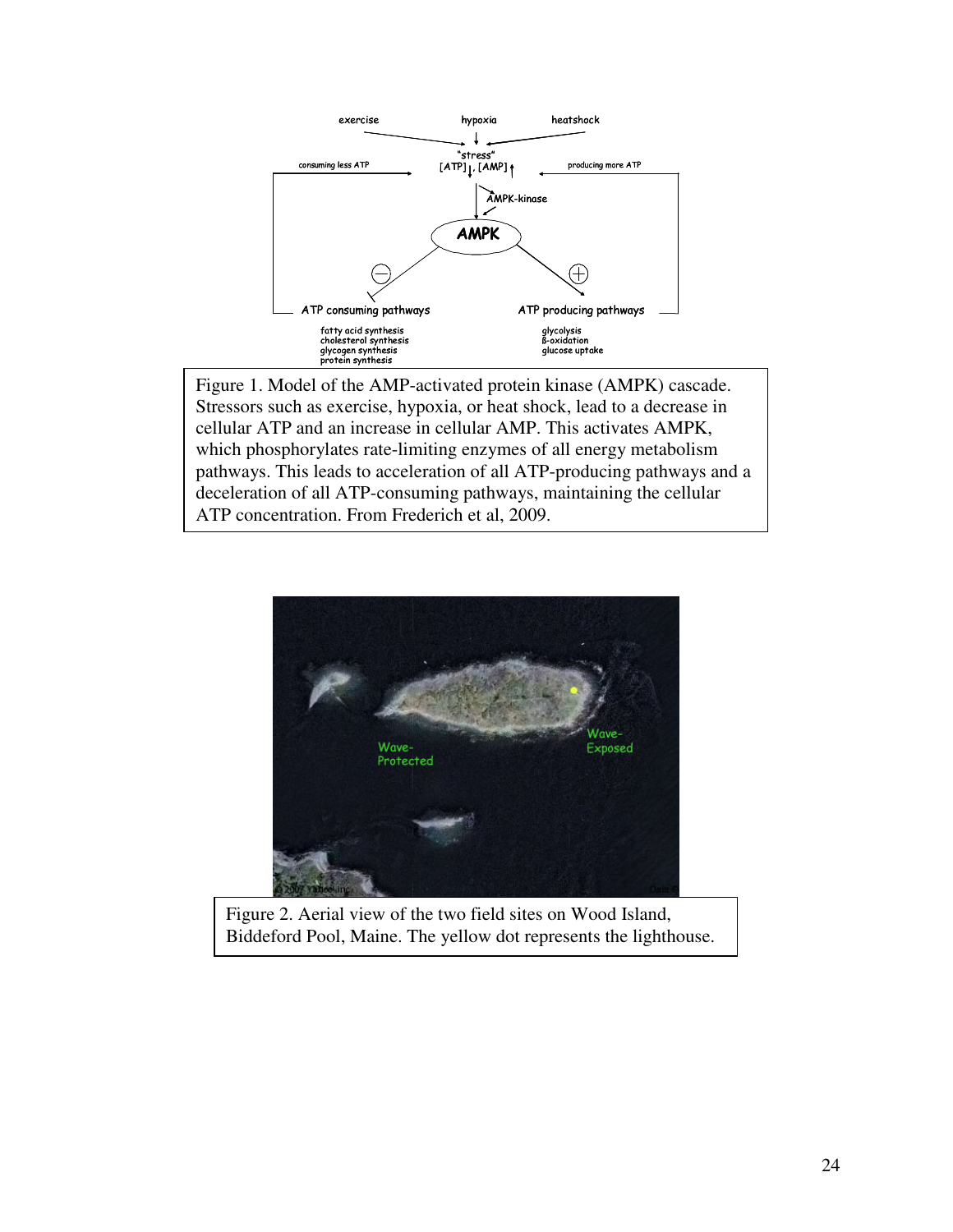exercise hypoxia heatshock

"stress"

[ATP]↓, [AMP]↑

consuming less ATP

producing more ATP

AMPK-kinase

AMPK

⊖

⊕

ATP consuming pathways

fatty acid synthesis
cholesterol synthesis
glycogen synthesis
protein synthesis

ATP producing pathways

glycolysis
ß-oxidation
glucose uptake

Figure 1. Model of the AMP-activated protein kinase (AMPK) cascade. Stressors such as exercise, hypoxia, or heat shock, lead to a decrease in cellular ATP and an increase in cellular AMP. This activates AMPK, which phosphorylates rate-limiting enzymes of all energy metabolism pathways. This leads to acceleration of all ATP-producing pathways and a deceleration of all ATP-consuming pathways, maintaining the cellular ATP concentration. From Frederich et al, 2009.

Wave-Protected

Wave-Exposed

Figure 2. Aerial view of the two field sites on Wood Island, Biddeford Pool, Maine. The yellow dot represents the lighthouse.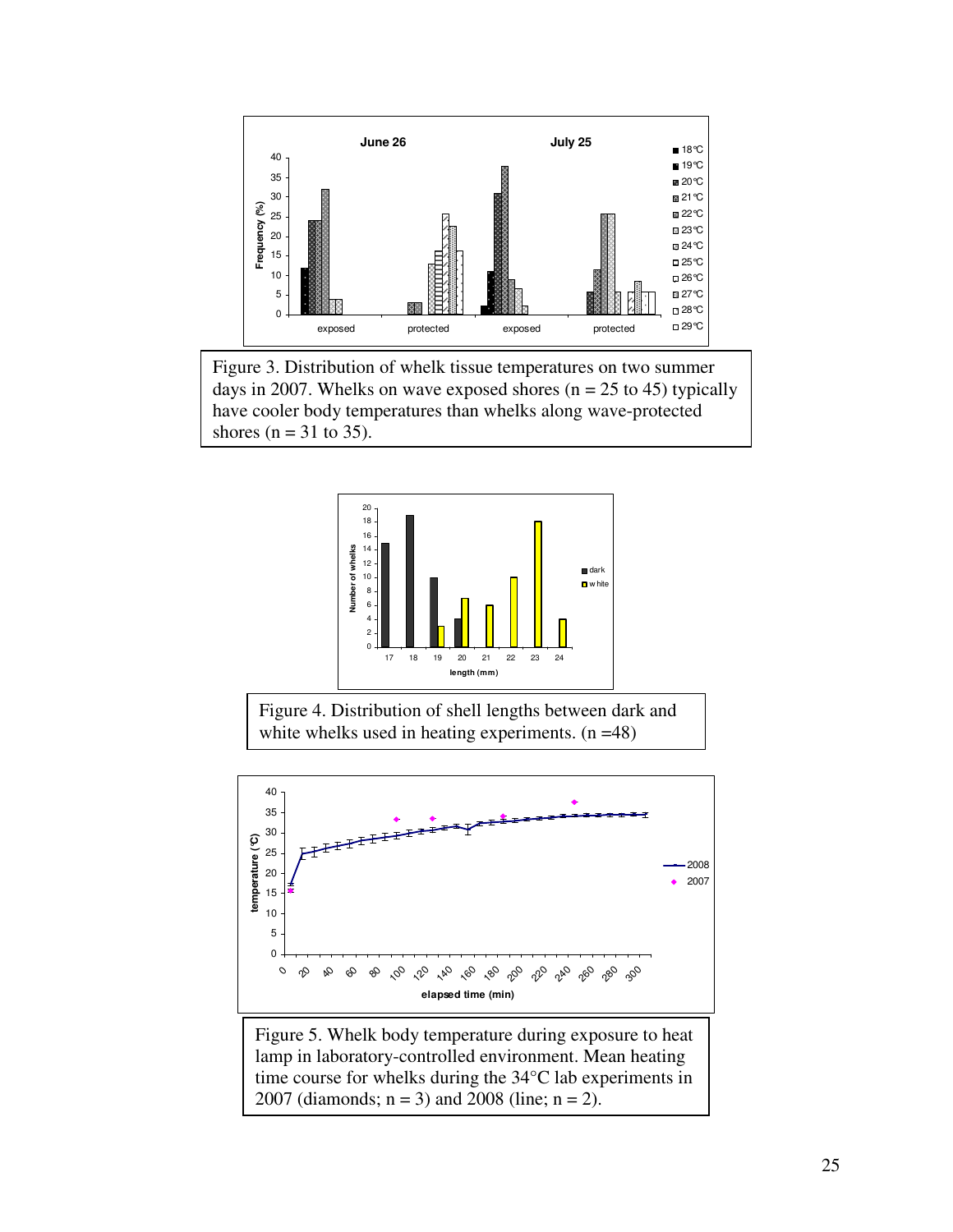Figure 3. Distribution of whelk tissue temperatures on two summer days in 2007. Whelks on wave exposed shores (n = 25 to 45) typically have cooler body temperatures than whelks along wave-protected shores (n = 31 to 35).

Figure 4. Distribution of shell lengths between dark and white whelks used in heating experiments. (n =48)

Figure 5. Whelk body temperature during exposure to heat lamp in laboratory-controlled environment. Mean heating time course for whelks during the 34°C lab experiments in 2007 (diamonds; n = 3) and 2008 (line; n = 2).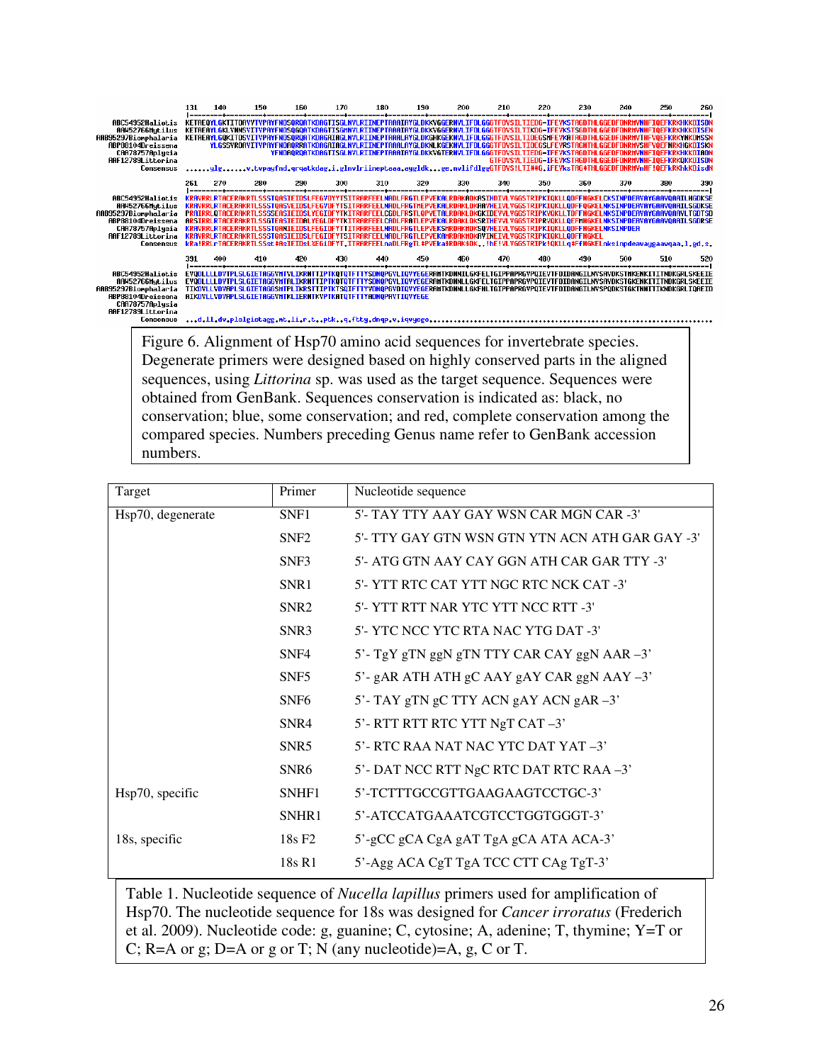Figure 6. Alignment of Hsp70 amino acid sequences for invertebrate species. Degenerate primers were designed based on highly conserved parts in the aligned sequences, using *Littorina* sp. was used as the target sequence. Sequences were obtained from GenBank. Sequences conservation is indicated as: black, no conservation; blue, some conservation; and red, complete conservation among the compared species. Numbers preceding Genus name refer to GenBank accession numbers.

| Target | Primer | Nucleotide sequence |
|---|---|---|
| Hsp70, degenerate | SNF1 | 5'- TAY TTY AAY GAY WSN CAR MGN CAR -3' |
| | SNF2 | 5'- TTY GAY GTN WSN GTN YTN ACN ATH GAR GAY -3' |
| | SNF3 | 5'- ATG GTN AAY CAY GGN ATH CAR GAR TTY -3' |
| | SNR1 | 5'- YTT RTC CAT YTT NGC RTC NCK CAT -3' |
| | SNR2 | 5'- YTT RTT NAR YTC YTT NCC RTT -3' |
| | SNR3 | 5'- YTC NCC YTC RTA NAC YTG DAT -3' |
| | SNF4 | 5'- TgY gTN ggN gTN TTY CAR CAY ggN AAR –3' |
| | SNF5 | 5'- gAR ATH ATH gC AAY gAY CAR ggN AAY –3' |
| | SNF6 | 5'- TAY gTN gC TTY ACN gAY ACN gAR –3' |
| | SNR4 | 5'- RTT RTT RTC YTT NgT CAT –3' |
| | SNR5 | 5'- RTC RAA NAT NAC YTC DAT YAT –3' |
| | SNR6 | 5'- DAT NCC RTT NgC RTC DAT RTC RAA –3' |
| Hsp70, specific | SNHF1 | 5'-TCTTTGCCGTTGAAGAAGTCCTGC-3' |
| | SNHR1 | 5'-ATCCATGAAATCGTCCTGGTGGGT-3' |
| 18s, specific | 18s F2 | 5'-gCC gCA CgA gAT TgA gCA ATA ACA-3' |
| | 18s R1 | 5'-Agg ACA CgT TgA TCC CTT CAg TgT-3' |

Table 1. Nucleotide sequence of *Nucella lapillus* primers used for amplification of Hsp70. The nucleotide sequence for 18s was designed for *Cancer irroratus* (Frederich et al. 2009). Nucleotide code: g, guanine; C, cytosine; A, adenine; T, thymine; Y=T or C; R=A or g; D=A or g or T; N (any nucleotide)=A, g, C or T.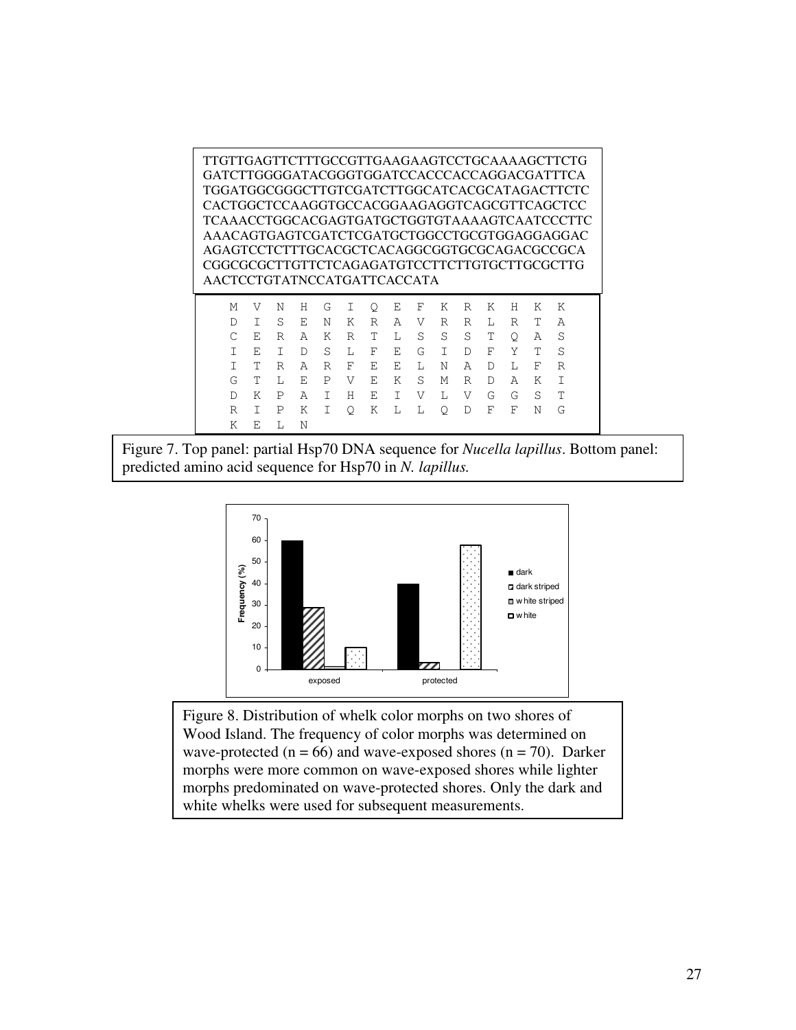```
TTGTTGAGTTCTTTGCCGTTGAAGAAGTCCTGCAAAAGCTTCTG
GATCTTGGGGATACGGGTGGATCCACCCACCAGGACGATTTCA
TGGATGGCGGGCTTGTCGATCTTGGCATCACGCATAGACTTCTC
CACTGGCTCCAAGGTGCCACGGAAGAGGTCAGCGTTCAGCTCC
TCAAACCTGGCACGAGTGATGCTGGTGTAAAAGTCAATCCCTTC
AAACAGTGAGTCGATCTCGATGCTGGCCTGCGTGGAGGAGGAC
AGAGTCCTCTTTGCACGCTCACAGGCGGTGCGCAGACGCCGCA
CGGCGCGCTTGTTCTCAGAGATGTCCTTCTTGTGCTTGCGCTTG
AACTCCTGTATNCCATGATTCACCATA
```

```
M  V  N  H  G  I  Q  E  F  K  R  K  H  K  K
D  I  S  E  N  K  R  A  V  R  R  L  R  T  A
C  E  R  A  K  R  T  L  S  S  S  T  Q  A  S
I  E  I  D  S  L  F  E  G  I  D  F  Y  T  S
I  T  R  A  R  F  E  E  L  N  A  D  L  F  R
G  T  L  E  P  V  E  K  S  M  R  D  A  K  I
D  K  P  A  I  H  E  I  V  L  V  G  G  S  T
R  I  P  K  I  Q  K  L  L  Q  D  F  F  N  G
K  E  L  N
```

Figure 7. Top panel: partial Hsp70 DNA sequence for *Nucella lapillus*. Bottom panel: predicted amino acid sequence for Hsp70 in *N. lapillus.*

Figure 8. Distribution of whelk color morphs on two shores of Wood Island. The frequency of color morphs was determined on wave-protected (n = 66) and wave-exposed shores (n = 70). Darker morphs were more common on wave-exposed shores while lighter morphs predominated on wave-protected shores. Only the dark and white whelks were used for subsequent measurements.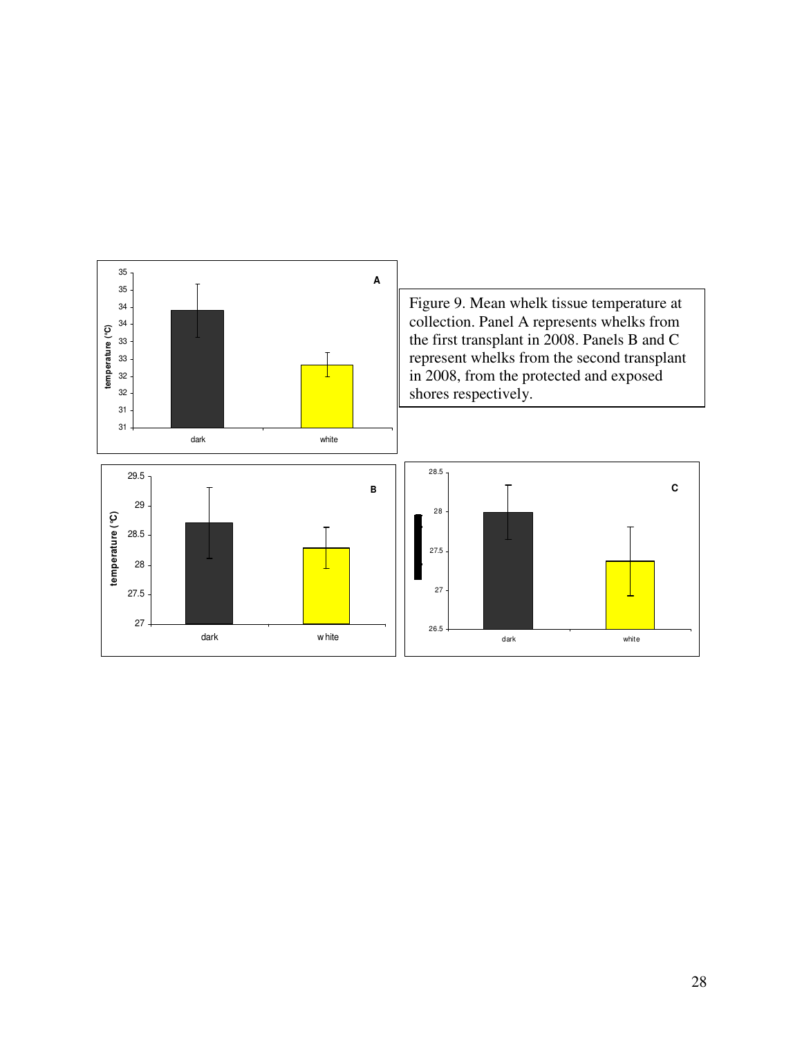Figure 9. Mean whelk tissue temperature at collection. Panel A represents whelks from the first transplant in 2008. Panels B and C represent whelks from the second transplant in 2008, from the protected and exposed shores respectively.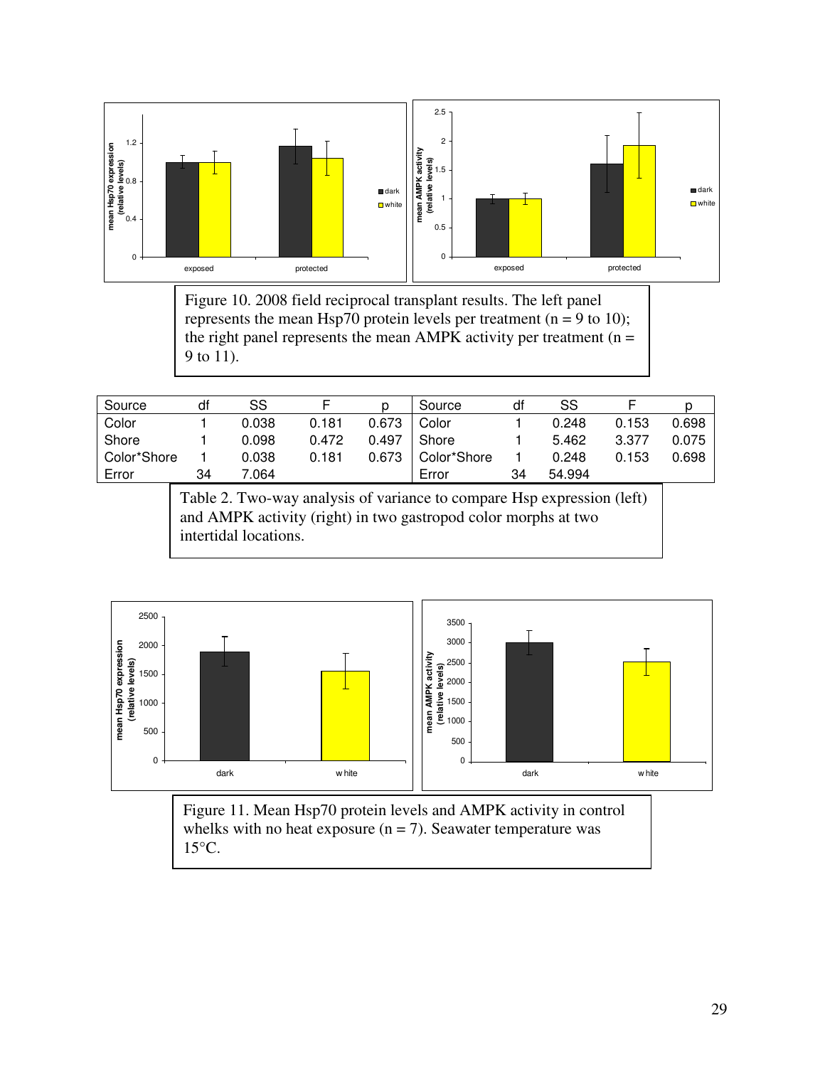Figure 10. 2008 field reciprocal transplant results. The left panel represents the mean Hsp70 protein levels per treatment (n = 9 to 10); the right panel represents the mean AMPK activity per treatment (n = 9 to 11).

| Source | df | SS | F | p | Source | df | SS | F | p |
|---|---|---|---|---|---|---|---|---|---|
| Color | 1 | 0.038 | 0.181 | 0.673 | Color | 1 | 0.248 | 0.153 | 0.698 |
| Shore | 1 | 0.098 | 0.472 | 0.497 | Shore | 1 | 5.462 | 3.377 | 0.075 |
| Color*Shore | 1 | 0.038 | 0.181 | 0.673 | Color*Shore | 1 | 0.248 | 0.153 | 0.698 |
| Error | 34 | 7.064 | | | Error | 34 | 54.994 | | |

Table 2. Two-way analysis of variance to compare Hsp expression (left) and AMPK activity (right) in two gastropod color morphs at two intertidal locations.

Figure 11. Mean Hsp70 protein levels and AMPK activity in control whelks with no heat exposure (n = 7). Seawater temperature was 15°C.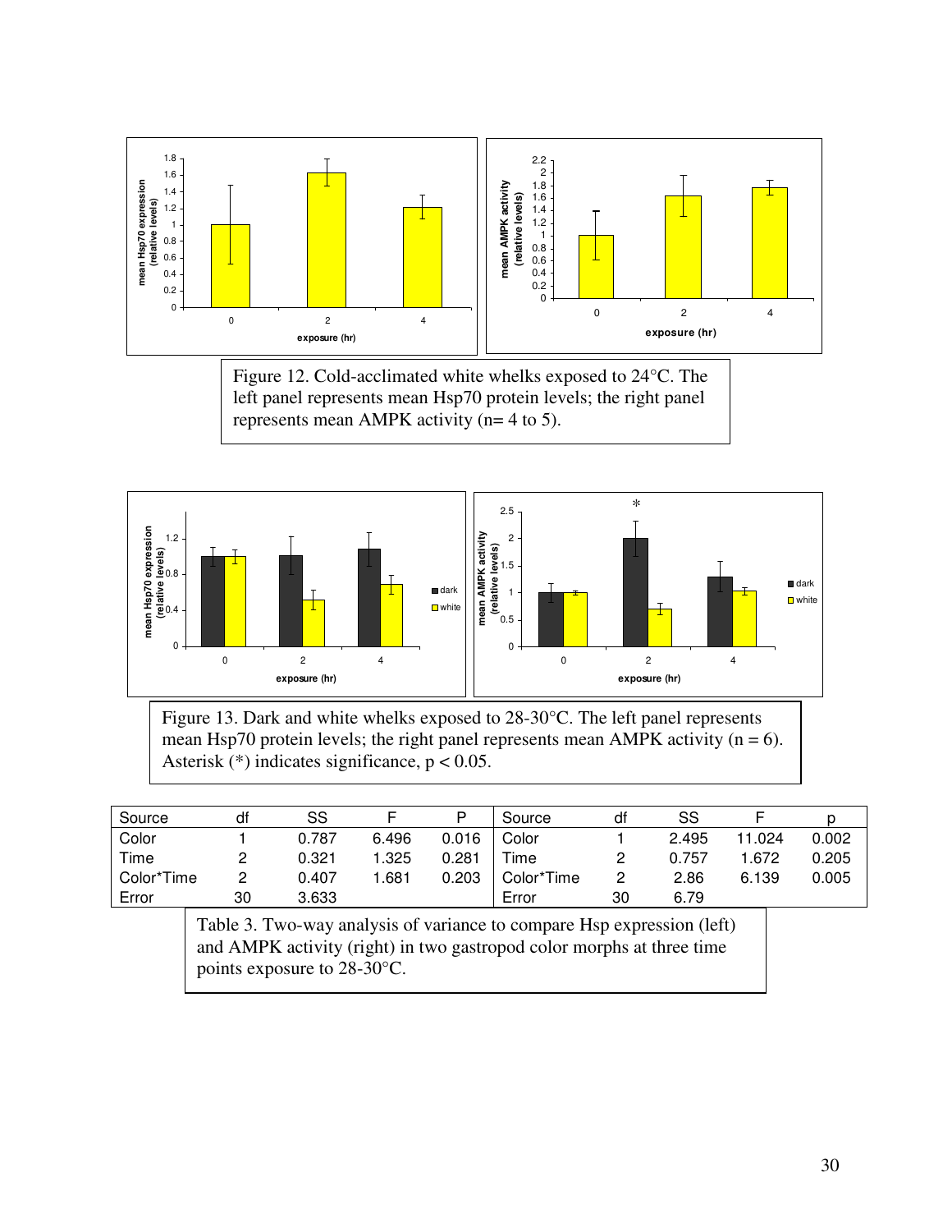Figure 12. Cold-acclimated white whelks exposed to 24°C. The left panel represents mean Hsp70 protein levels; the right panel represents mean AMPK activity (n= 4 to 5).

Figure 13. Dark and white whelks exposed to 28-30°C. The left panel represents mean Hsp70 protein levels; the right panel represents mean AMPK activity (n = 6). Asterisk (*) indicates significance, p < 0.05.

| Source | df | SS | F | P | Source | df | SS | F | p |
|---|---|---|---|---|---|---|---|---|---|
| Color | 1 | 0.787 | 6.496 | 0.016 | Color | 1 | 2.495 | 11.024 | 0.002 |
| Time | 2 | 0.321 | 1.325 | 0.281 | Time | 2 | 0.757 | 1.672 | 0.205 |
| Color*Time | 2 | 0.407 | 1.681 | 0.203 | Color*Time | 2 | 2.86 | 6.139 | 0.005 |
| Error | 30 | 3.633 | | | Error | 30 | 6.79 | | |

Table 3. Two-way analysis of variance to compare Hsp expression (left) and AMPK activity (right) in two gastropod color morphs at three time points exposure to 28-30°C.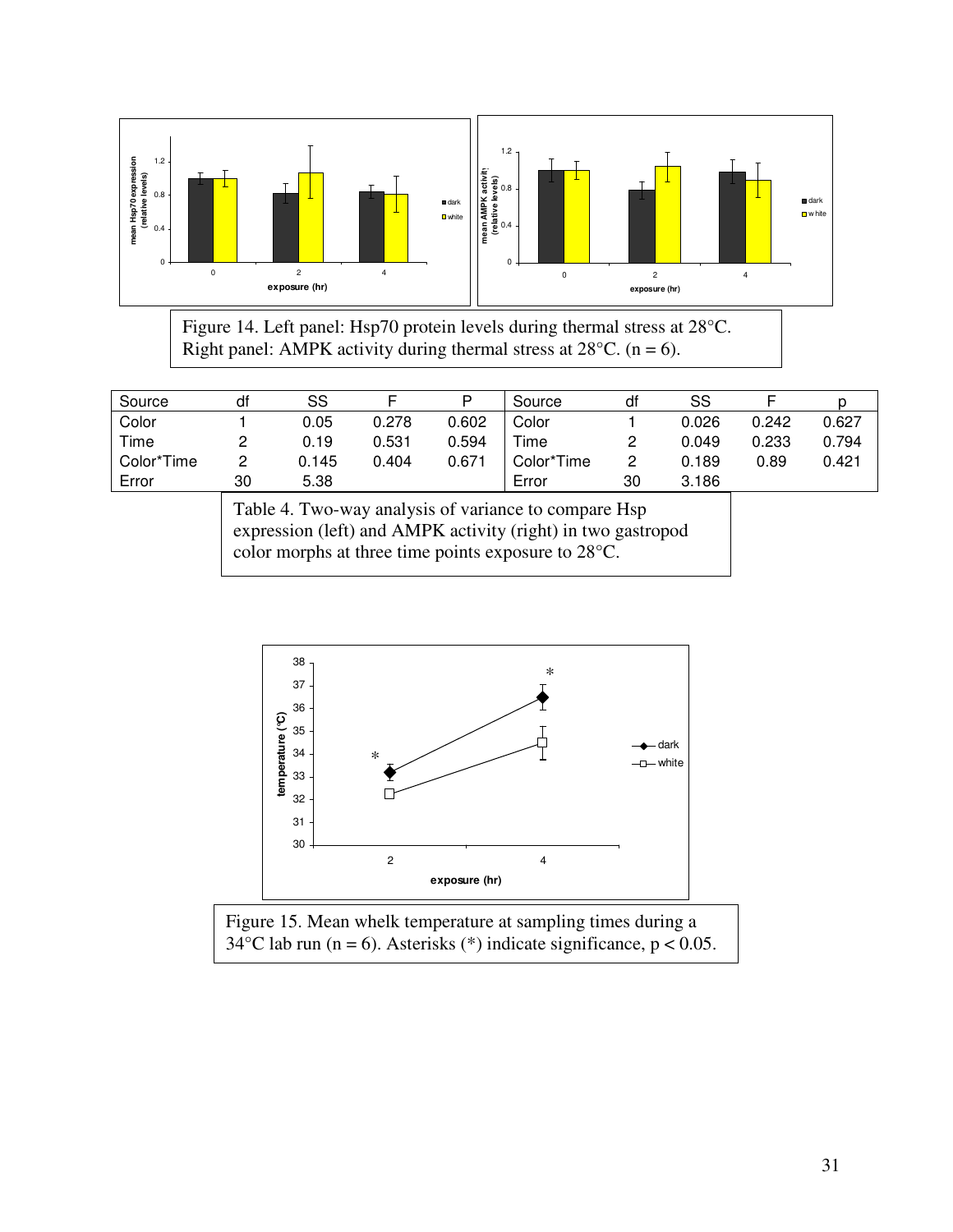Figure 14. Left panel: Hsp70 protein levels during thermal stress at 28°C. Right panel: AMPK activity during thermal stress at 28°C. (n = 6).

| Source | df | SS | F | P | Source | df | SS | F | p |
|---|---|---|---|---|---|---|---|---|---|
| Color | 1 | 0.05 | 0.278 | 0.602 | Color | 1 | 0.026 | 0.242 | 0.627 |
| Time | 2 | 0.19 | 0.531 | 0.594 | Time | 2 | 0.049 | 0.233 | 0.794 |
| Color*Time | 2 | 0.145 | 0.404 | 0.671 | Color*Time | 2 | 0.189 | 0.89 | 0.421 |
| Error | 30 | 5.38 | | | Error | 30 | 3.186 | | |

Table 4. Two-way analysis of variance to compare Hsp expression (left) and AMPK activity (right) in two gastropod color morphs at three time points exposure to 28°C.

Figure 15. Mean whelk temperature at sampling times during a 34°C lab run (n = 6). Asterisks (*) indicate significance, $p < 0.05$.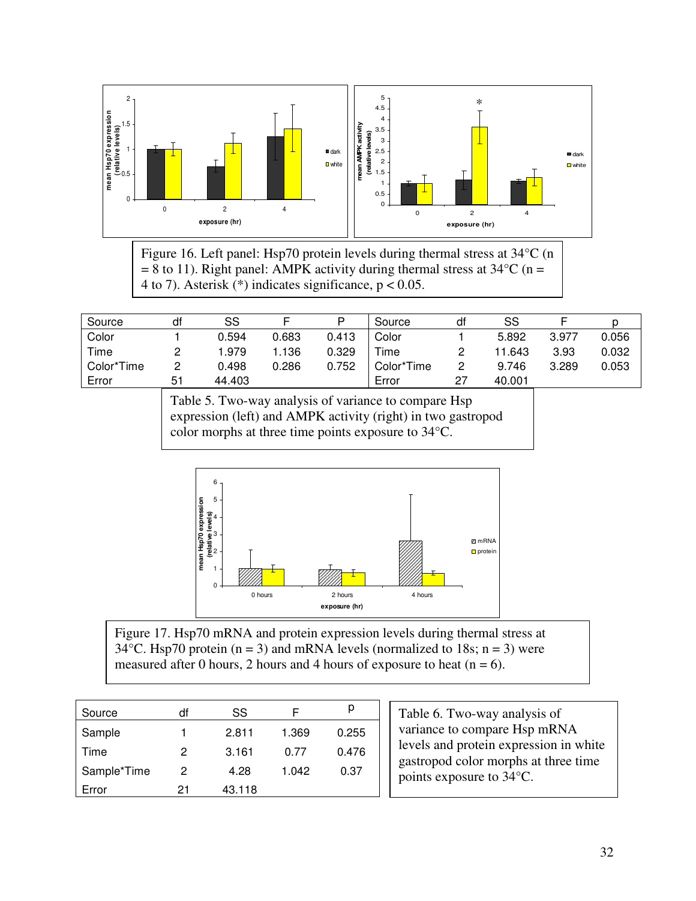mean Hsp70 expression (relative levels)

2
1.5
1
0.5
0

0 2 4

exposure (hr)

dark
white

mean AMPK activity (relative levels)

5
4.5
4
3.5
3
2.5
2
1.5
1
0.5
0

*

0 2 4

exposure (hr)

dark
white

Figure 16. Left panel: Hsp70 protein levels during thermal stress at 34°C (n = 8 to 11). Right panel: AMPK activity during thermal stress at 34°C (n = 4 to 7). Asterisk (*) indicates significance, $p < 0.05$.

| Source | df | SS | F | P | Source | df | SS | F | p |
|---|---|---|---|---|---|---|---|---|---|
| Color | 1 | 0.594 | 0.683 | 0.413 | Color | 1 | 5.892 | 3.977 | 0.056 |
| Time | 2 | 1.979 | 1.136 | 0.329 | Time | 2 | 11.643 | 3.93 | 0.032 |
| Color*Time | 2 | 0.498 | 0.286 | 0.752 | Color*Time | 2 | 9.746 | 3.289 | 0.053 |
| Error | 51 | 44.403 | | | Error | 27 | 40.001 | | |

Table 5. Two-way analysis of variance to compare Hsp expression (left) and AMPK activity (right) in two gastropod color morphs at three time points exposure to 34°C.

mean Hsp70 expression (relative levels)

6
5
4
3
2
1
0

0 hours 2 hours 4 hours

exposure (hr)

mRNA
protein

Figure 17. Hsp70 mRNA and protein expression levels during thermal stress at 34°C. Hsp70 protein (n = 3) and mRNA levels (normalized to 18s; n = 3) were measured after 0 hours, 2 hours and 4 hours of exposure to heat (n = 6).

| Source | df | SS | F | p |
|---|---|---|---|---|
| Sample | 1 | 2.811 | 1.369 | 0.255 |
| Time | 2 | 3.161 | 0.77 | 0.476 |
| Sample*Time | 2 | 4.28 | 1.042 | 0.37 |
| Error | 21 | 43.118 | | |

Table 6. Two-way analysis of variance to compare Hsp mRNA levels and protein expression in white gastropod color morphs at three time points exposure to 34°C.